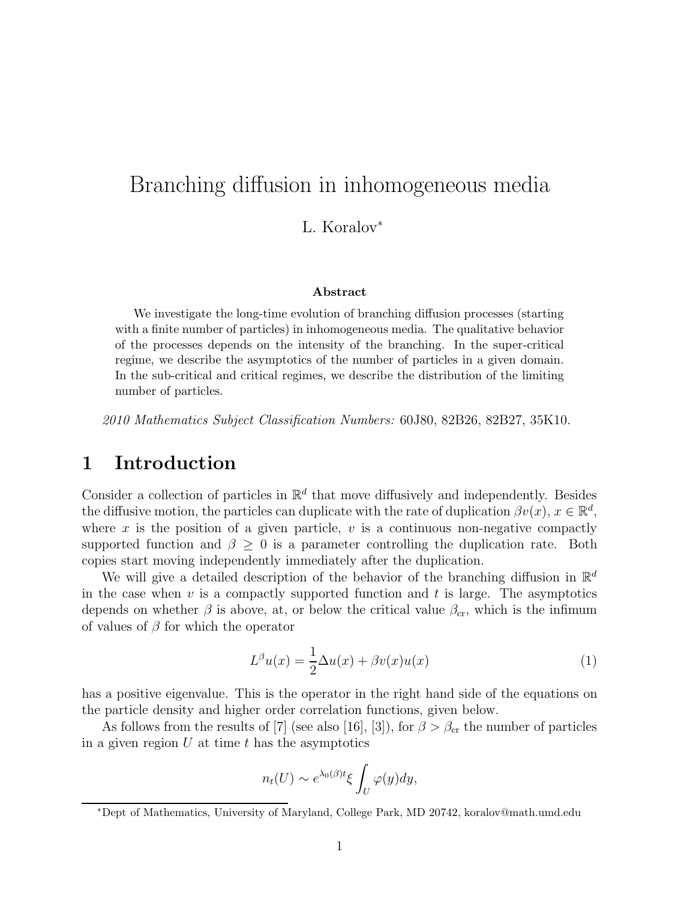# Branching diffusion in inhomogeneous media

L. Koralov*

### Abstract

We investigate the long-time evolution of branching diffusion processes (starting with a finite number of particles) in inhomogeneous media. The qualitative behavior of the processes depends on the intensity of the branching. In the super-critical regime, we describe the asymptotics of the number of particles in a given domain. In the sub-critical and critical regimes, we describe the distribution of the limiting number of particles.

*2010 Mathematics Subject Classification Numbers:* 60J80, 82B26, 82B27, 35K10.

## 1 Introduction

Consider a collection of particles in $\mathbb{R}^d$ that move diffusively and independently. Besides the diffusive motion, the particles can duplicate with the rate of duplication $\beta v(x)$, $x \in \mathbb{R}^d$, where $x$ is the position of a given particle, $v$ is a continuous non-negative compactly supported function and $\beta \geq 0$ is a parameter controlling the duplication rate. Both copies start moving independently immediately after the duplication.

We will give a detailed description of the behavior of the branching diffusion in $\mathbb{R}^d$ in the case when $v$ is a compactly supported function and $t$ is large. The asymptotics depends on whether $\beta$ is above, at, or below the critical value $\beta_{\rm cr}$, which is the infimum of values of $\beta$ for which the operator

$$L^\beta u(x) = \frac{1}{2}\Delta u(x) + \beta v(x) u(x) \tag{1}$$

has a positive eigenvalue. This is the operator in the right hand side of the equations on the particle density and higher order correlation functions, given below.

As follows from the results of [7] (see also [16], [3]), for $\beta > \beta_{\rm cr}$ the number of particles in a given region $U$ at time $t$ has the asymptotics

$$n_t(U) \sim e^{\lambda_0(\beta)t} \xi \int_U \varphi(y) dy,$$

*Dept of Mathematics, University of Maryland, College Park, MD 20742, koralov@math.umd.edu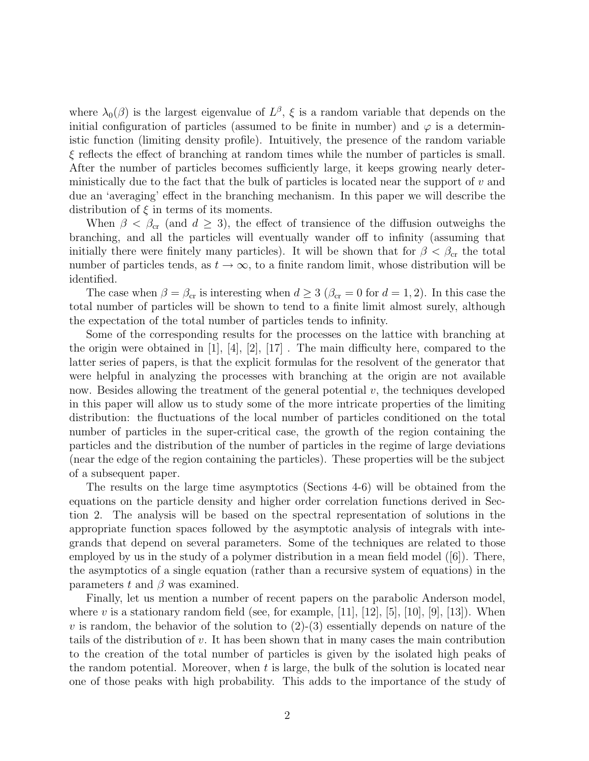where $\lambda_0(\beta)$ is the largest eigenvalue of $L^\beta$, $\xi$ is a random variable that depends on the initial configuration of particles (assumed to be finite in number) and $\varphi$ is a deterministic function (limiting density profile). Intuitively, the presence of the random variable $\xi$ reflects the effect of branching at random times while the number of particles is small. After the number of particles becomes sufficiently large, it keeps growing nearly deterministically due to the fact that the bulk of particles is located near the support of $v$ and due an 'averaging' effect in the branching mechanism. In this paper we will describe the distribution of $\xi$ in terms of its moments.

When $\beta < \beta_{\rm cr}$ (and $d \geq 3$), the effect of transience of the diffusion outweighs the branching, and all the particles will eventually wander off to infinity (assuming that initially there were finitely many particles). It will be shown that for $\beta < \beta_{\rm cr}$ the total number of particles tends, as $t \to \infty$, to a finite random limit, whose distribution will be identified.

The case when $\beta = \beta_{\rm cr}$ is interesting when $d \geq 3$ ($\beta_{\rm cr} = 0$ for $d = 1, 2$). In this case the total number of particles will be shown to tend to a finite limit almost surely, although the expectation of the total number of particles tends to infinity.

Some of the corresponding results for the processes on the lattice with branching at the origin were obtained in [1], [4], [2], [17] . The main difficulty here, compared to the latter series of papers, is that the explicit formulas for the resolvent of the generator that were helpful in analyzing the processes with branching at the origin are not available now. Besides allowing the treatment of the general potential $v$, the techniques developed in this paper will allow us to study some of the more intricate properties of the limiting distribution: the fluctuations of the local number of particles conditioned on the total number of particles in the super-critical case, the growth of the region containing the particles and the distribution of the number of particles in the regime of large deviations (near the edge of the region containing the particles). These properties will be the subject of a subsequent paper.

The results on the large time asymptotics (Sections 4-6) will be obtained from the equations on the particle density and higher order correlation functions derived in Section 2. The analysis will be based on the spectral representation of solutions in the appropriate function spaces followed by the asymptotic analysis of integrals with integrands that depend on several parameters. Some of the techniques are related to those employed by us in the study of a polymer distribution in a mean field model ([6]). There, the asymptotics of a single equation (rather than a recursive system of equations) in the parameters $t$ and $\beta$ was examined.

Finally, let us mention a number of recent papers on the parabolic Anderson model, where $v$ is a stationary random field (see, for example, [11], [12], [5], [10], [9], [13]). When $v$ is random, the behavior of the solution to (2)-(3) essentially depends on nature of the tails of the distribution of $v$. It has been shown that in many cases the main contribution to the creation of the total number of particles is given by the isolated high peaks of the random potential. Moreover, when $t$ is large, the bulk of the solution is located near one of those peaks with high probability. This adds to the importance of the study of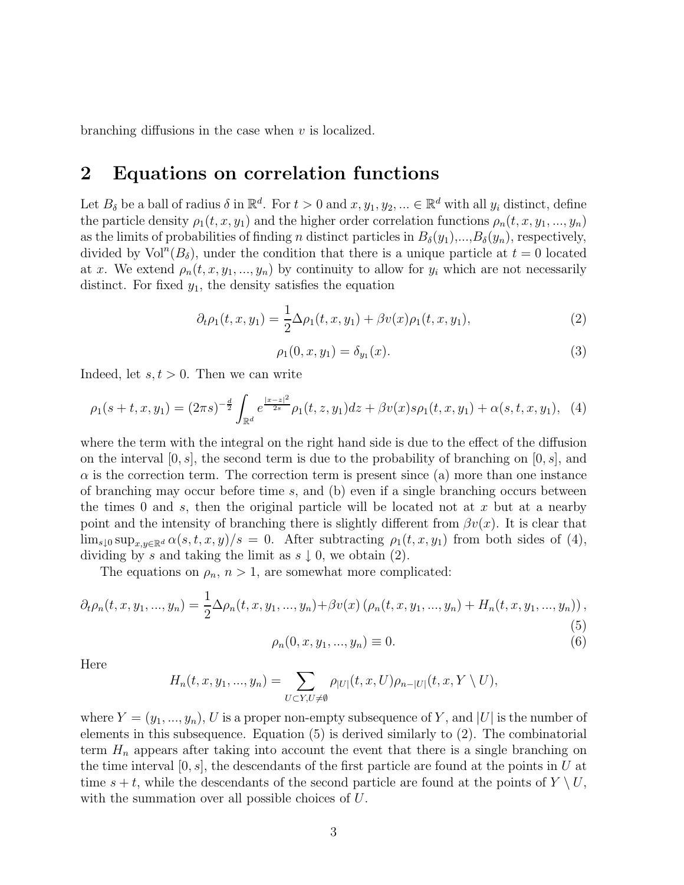branching diffusions in the case when $v$ is localized.

## 2 Equations on correlation functions

Let $B_\delta$ be a ball of radius $\delta$ in $\mathbb{R}^d$. For $t > 0$ and $x, y_1, y_2, ... \in \mathbb{R}^d$ with all $y_i$ distinct, define the particle density $\rho_1(t, x, y_1)$ and the higher order correlation functions $\rho_n(t, x, y_1, ..., y_n)$ as the limits of probabilities of finding $n$ distinct particles in $B_\delta(y_1)$,...,$B_\delta(y_n)$, respectively, divided by $\mathrm{Vol}^n(B_\delta)$, under the condition that there is a unique particle at $t = 0$ located at $x$. We extend $\rho_n(t, x, y_1, ..., y_n)$ by continuity to allow for $y_i$ which are not necessarily distinct. For fixed $y_1$, the density satisfies the equation

$$\partial_t \rho_1(t, x, y_1) = \frac{1}{2}\Delta \rho_1(t, x, y_1) + \beta v(x)\rho_1(t, x, y_1), \tag{2}$$

$$\rho_1(0, x, y_1) = \delta_{y_1}(x). \tag{3}$$

Indeed, let $s, t > 0$. Then we can write

$$\rho_1(s+t, x, y_1) = (2\pi s)^{-\frac{d}{2}} \int_{\mathbb{R}^d} e^{\frac{|x-z|^2}{2s}} \rho_1(t, z, y_1) dz + \beta v(x) s \rho_1(t, x, y_1) + \alpha(s, t, x, y_1), \tag{4}$$

where the term with the integral on the right hand side is due to the effect of the diffusion on the interval $[0, s]$, the second term is due to the probability of branching on $[0, s]$, and $\alpha$ is the correction term. The correction term is present since (a) more than one instance of branching may occur before time $s$, and (b) even if a single branching occurs between the times $0$ and $s$, then the original particle will be located not at $x$ but at a nearby point and the intensity of branching there is slightly different from $\beta v(x)$. It is clear that $\lim_{s \downarrow 0} \sup_{x,y \in \mathbb{R}^d} \alpha(s, t, x, y)/s = 0$. After subtracting $\rho_1(t, x, y_1)$ from both sides of (4), dividing by $s$ and taking the limit as $s \downarrow 0$, we obtain (2).

The equations on $\rho_n$, $n > 1$, are somewhat more complicated:

$$\partial_t \rho_n(t, x, y_1, ..., y_n) = \frac{1}{2}\Delta \rho_n(t, x, y_1, ..., y_n) + \beta v(x) \left(\rho_n(t, x, y_1, ..., y_n) + H_n(t, x, y_1, ..., y_n)\right), \tag{5}$$

$$\rho_n(0, x, y_1, ..., y_n) \equiv 0. \tag{6}$$

Here

$$H_n(t, x, y_1, ..., y_n) = \sum_{U \subset Y, U \neq \emptyset} \rho_{|U|}(t, x, U)\rho_{n-|U|}(t, x, Y \setminus U),$$

where $Y = (y_1, ..., y_n)$, $U$ is a proper non-empty subsequence of $Y$, and $|U|$ is the number of elements in this subsequence. Equation (5) is derived similarly to (2). The combinatorial term $H_n$ appears after taking into account the event that there is a single branching on the time interval $[0, s]$, the descendants of the first particle are found at the points in $U$ at time $s + t$, while the descendants of the second particle are found at the points of $Y \setminus U$, with the summation over all possible choices of $U$.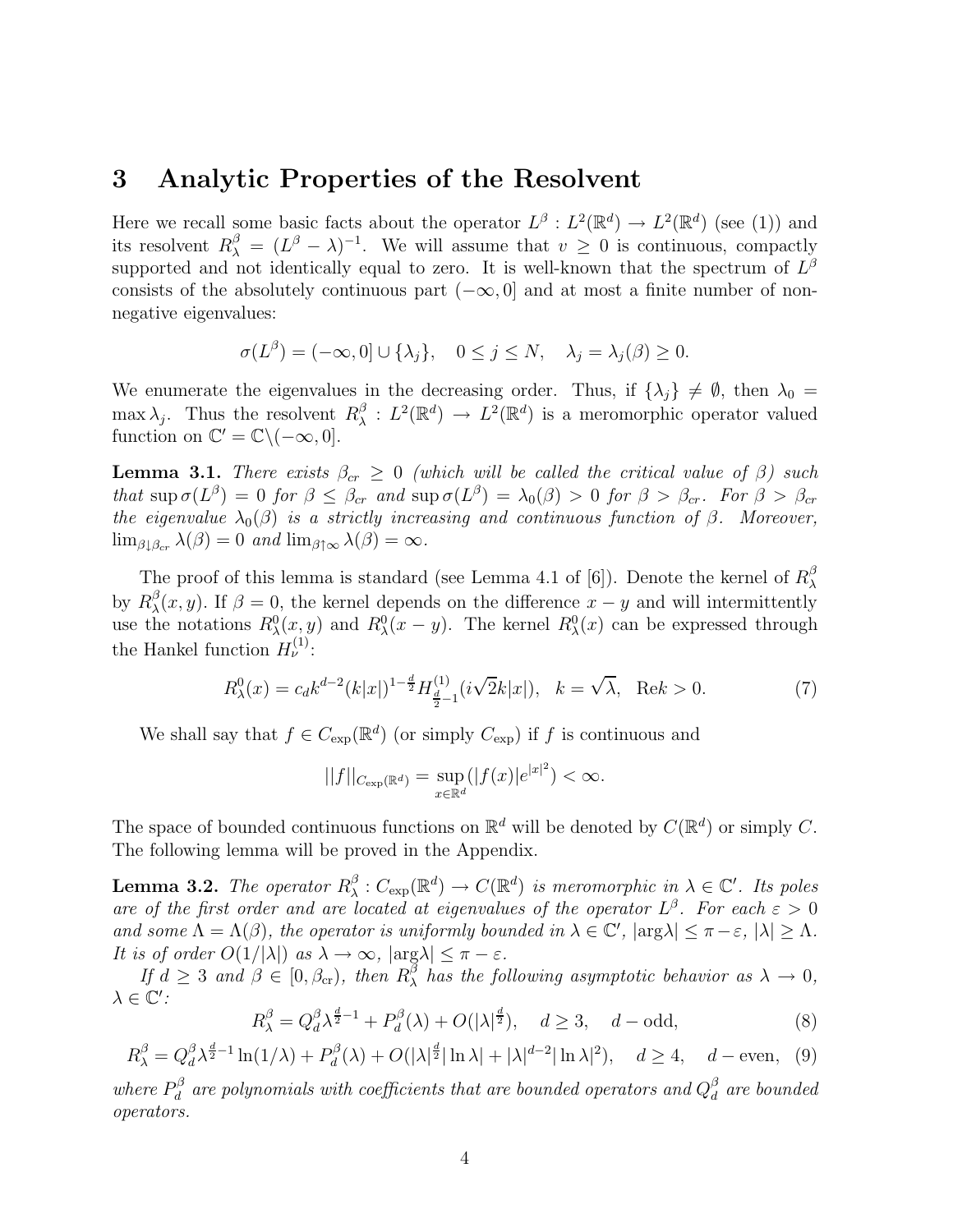# 3 Analytic Properties of the Resolvent

Here we recall some basic facts about the operator $L^\beta : L^2(\mathbb{R}^d) \to L^2(\mathbb{R}^d)$ (see (1)) and its resolvent $R_\lambda^\beta = (L^\beta - \lambda)^{-1}$. We will assume that $v \geq 0$ is continuous, compactly supported and not identically equal to zero. It is well-known that the spectrum of $L^\beta$ consists of the absolutely continuous part $(-\infty, 0]$ and at most a finite number of non-negative eigenvalues:

$$\sigma(L^\beta) = (-\infty, 0] \cup \{\lambda_j\}, \quad 0 \leq j \leq N, \quad \lambda_j = \lambda_j(\beta) \geq 0.$$

We enumerate the eigenvalues in the decreasing order. Thus, if $\{\lambda_j\} \neq \emptyset$, then $\lambda_0 = \max \lambda_j$. Thus the resolvent $R_\lambda^\beta : L^2(\mathbb{R}^d) \to L^2(\mathbb{R}^d)$ is a meromorphic operator valued function on $\mathbb{C}' = \mathbb{C} \backslash (-\infty, 0]$.

**Lemma 3.1.** *There exists $\beta_{cr} \geq 0$ (which will be called the critical value of $\beta$) such that $\sup \sigma(L^\beta) = 0$ for $\beta \leq \beta_{cr}$ and $\sup \sigma(L^\beta) = \lambda_0(\beta) > 0$ for $\beta > \beta_{cr}$. For $\beta > \beta_{cr}$ the eigenvalue $\lambda_0(\beta)$ is a strictly increasing and continuous function of $\beta$. Moreover, $\lim_{\beta \downarrow \beta_{cr}} \lambda(\beta) = 0$ and $\lim_{\beta \uparrow \infty} \lambda(\beta) = \infty$.*

The proof of this lemma is standard (see Lemma 4.1 of [6]). Denote the kernel of $R_\lambda^\beta$ by $R_\lambda^\beta(x, y)$. If $\beta = 0$, the kernel depends on the difference $x - y$ and will intermittently use the notations $R_\lambda^0(x, y)$ and $R_\lambda^0(x - y)$. The kernel $R_\lambda^0(x)$ can be expressed through the Hankel function $H_\nu^{(1)}$:

$$R_\lambda^0(x) = c_d k^{d-2} (k|x|)^{1-\frac{d}{2}} H^{(1)}_{\frac{d}{2}-1}(i\sqrt{2}k|x|), \quad k = \sqrt{\lambda}, \quad \text{Re}k > 0. \tag{7}$$

We shall say that $f \in C_{\exp}(\mathbb{R}^d)$ (or simply $C_{\exp}$) if $f$ is continuous and

$$||f||_{C_{\exp}(\mathbb{R}^d)} = \sup_{x \in \mathbb{R}^d} (|f(x)| e^{|x|^2}) < \infty.$$

The space of bounded continuous functions on $\mathbb{R}^d$ will be denoted by $C(\mathbb{R}^d)$ or simply $C$. The following lemma will be proved in the Appendix.

**Lemma 3.2.** *The operator $R_\lambda^\beta : C_{\exp}(\mathbb{R}^d) \to C(\mathbb{R}^d)$ is meromorphic in $\lambda \in \mathbb{C}'$. Its poles are of the first order and are located at eigenvalues of the operator $L^\beta$. For each $\varepsilon > 0$ and some $\Lambda = \Lambda(\beta)$, the operator is uniformly bounded in $\lambda \in \mathbb{C}'$, $|\arg\lambda| \leq \pi - \varepsilon$, $|\lambda| \geq \Lambda$. It is of order $O(1/|\lambda|)$ as $\lambda \to \infty$, $|\arg\lambda| \leq \pi - \varepsilon$.*

*If $d \geq 3$ and $\beta \in [0, \beta_{cr})$, then $R_\lambda^\beta$ has the following asymptotic behavior as $\lambda \to 0$, $\lambda \in \mathbb{C}'$:*

$$R_\lambda^\beta = Q_d^\beta \lambda^{\frac{d}{2}-1} + P_d^\beta(\lambda) + O(|\lambda|^{\frac{d}{2}}), \quad d \geq 3, \quad d-\text{odd}, \tag{8}$$

$$R_\lambda^\beta = Q_d^\beta \lambda^{\frac{d}{2}-1} \ln(1/\lambda) + P_d^\beta(\lambda) + O(|\lambda|^{\frac{d}{2}} |\ln \lambda| + |\lambda|^{d-2} |\ln \lambda|^2), \quad d \geq 4, \quad d-\text{even}, \tag{9}$$

*where $P_d^\beta$ are polynomials with coefficients that are bounded operators and $Q_d^\beta$ are bounded operators.*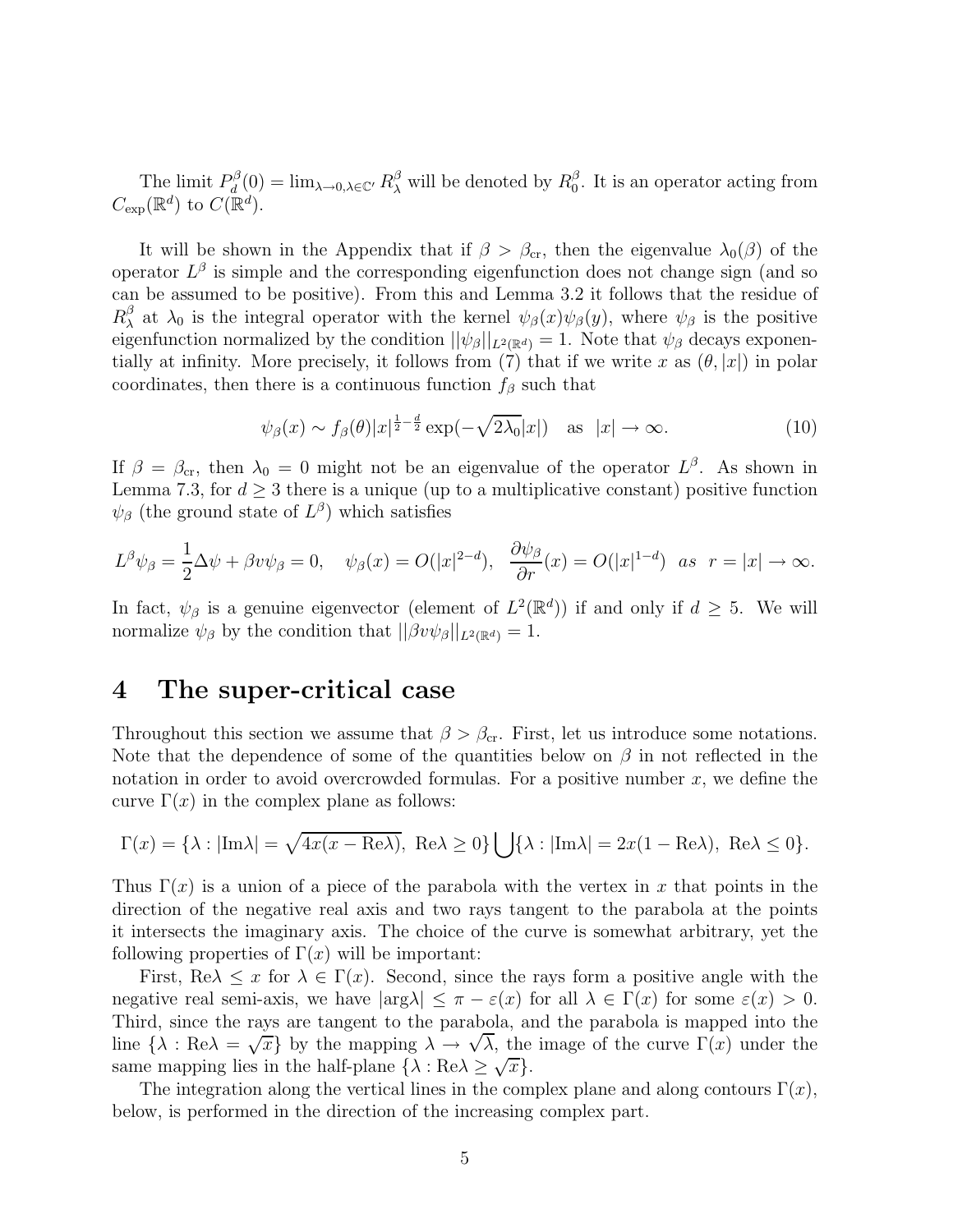The limit $P_d^\beta(0) = \lim_{\lambda \to 0, \lambda \in \mathbb{C}'} R_\lambda^\beta$ will be denoted by $R_0^\beta$. It is an operator acting from $C_{\exp}(\mathbb{R}^d)$ to $C(\mathbb{R}^d)$.

It will be shown in the Appendix that if $\beta > \beta_{\rm cr}$, then the eigenvalue $\lambda_0(\beta)$ of the operator $L^\beta$ is simple and the corresponding eigenfunction does not change sign (and so can be assumed to be positive). From this and Lemma 3.2 it follows that the residue of $R_\lambda^\beta$ at $\lambda_0$ is the integral operator with the kernel $\psi_\beta(x)\psi_\beta(y)$, where $\psi_\beta$ is the positive eigenfunction normalized by the condition $||\psi_\beta||_{L^2(\mathbb{R}^d)} = 1$. Note that $\psi_\beta$ decays exponentially at infinity. More precisely, it follows from (7) that if we write $x$ as $(\theta, |x|)$ in polar coordinates, then there is a continuous function $f_\beta$ such that

$$\psi_\beta(x) \sim f_\beta(\theta)|x|^{\frac{1}{2}-\frac{d}{2}} \exp(-\sqrt{2\lambda_0}|x|) \quad \text{as} \quad |x| \to \infty. \tag{10}$$

If $\beta = \beta_{\rm cr}$, then $\lambda_0 = 0$ might not be an eigenvalue of the operator $L^\beta$. As shown in Lemma 7.3, for $d \geq 3$ there is a unique (up to a multiplicative constant) positive function $\psi_\beta$ (the ground state of $L^\beta$) which satisfies

$$L^\beta \psi_\beta = \frac{1}{2}\Delta\psi + \beta v \psi_\beta = 0, \quad \psi_\beta(x) = O(|x|^{2-d}), \quad \frac{\partial \psi_\beta}{\partial r}(x) = O(|x|^{1-d}) \quad as \quad r = |x| \to \infty.$$

In fact, $\psi_\beta$ is a genuine eigenvector (element of $L^2(\mathbb{R}^d)$) if and only if $d \geq 5$. We will normalize $\psi_\beta$ by the condition that $||\beta v \psi_\beta||_{L^2(\mathbb{R}^d)} = 1$.

# 4 The super-critical case

Throughout this section we assume that $\beta > \beta_{\rm cr}$. First, let us introduce some notations. Note that the dependence of some of the quantities below on $\beta$ in not reflected in the notation in order to avoid overcrowded formulas. For a positive number $x$, we define the curve $\Gamma(x)$ in the complex plane as follows:

$$\Gamma(x) = \{\lambda : |\mathrm{Im}\lambda| = \sqrt{4x(x - \mathrm{Re}\lambda)},\ \mathrm{Re}\lambda \geq 0\} \bigcup \{\lambda : |\mathrm{Im}\lambda| = 2x(1 - \mathrm{Re}\lambda),\ \mathrm{Re}\lambda \leq 0\}.$$

Thus $\Gamma(x)$ is a union of a piece of the parabola with the vertex in $x$ that points in the direction of the negative real axis and two rays tangent to the parabola at the points it intersects the imaginary axis. The choice of the curve is somewhat arbitrary, yet the following properties of $\Gamma(x)$ will be important:

First, $\mathrm{Re}\lambda \leq x$ for $\lambda \in \Gamma(x)$. Second, since the rays form a positive angle with the negative real semi-axis, we have $|\arg\lambda| \leq \pi - \varepsilon(x)$ for all $\lambda \in \Gamma(x)$ for some $\varepsilon(x) > 0$. Third, since the rays are tangent to the parabola, and the parabola is mapped into the line $\{\lambda : \mathrm{Re}\lambda = \sqrt{x}\}$ by the mapping $\lambda \to \sqrt{\lambda}$, the image of the curve $\Gamma(x)$ under the same mapping lies in the half-plane $\{\lambda : \mathrm{Re}\lambda \geq \sqrt{x}\}$.

The integration along the vertical lines in the complex plane and along contours $\Gamma(x)$, below, is performed in the direction of the increasing complex part.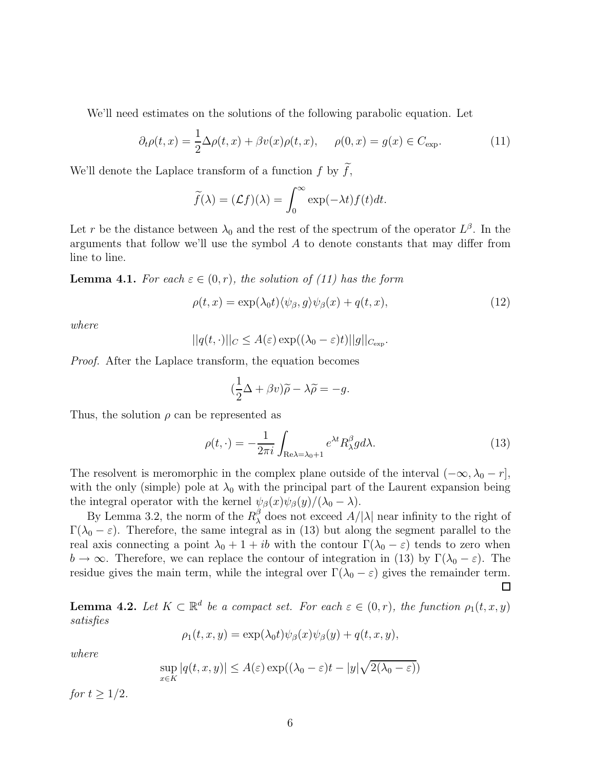We'll need estimates on the solutions of the following parabolic equation. Let

$$\partial_t \rho(t,x) = \frac{1}{2}\Delta \rho(t,x) + \beta v(x)\rho(t,x), \quad \rho(0,x) = g(x) \in C_{\exp}. \tag{11}$$

We'll denote the Laplace transform of a function $f$ by $\widetilde{f}$,

$$\widetilde{f}(\lambda) = (\mathcal{L}f)(\lambda) = \int_0^\infty \exp(-\lambda t) f(t) dt.$$

Let $r$ be the distance between $\lambda_0$ and the rest of the spectrum of the operator $L^\beta$. In the arguments that follow we'll use the symbol $A$ to denote constants that may differ from line to line.

**Lemma 4.1.** *For each $\varepsilon \in (0,r)$, the solution of (11) has the form*

$$\rho(t,x) = \exp(\lambda_0 t)\langle \psi_\beta, g\rangle \psi_\beta(x) + q(t,x), \tag{12}$$

*where*

$$||q(t,\cdot)||_C \leq A(\varepsilon)\exp((\lambda_0 - \varepsilon)t)||g||_{C_{\exp}}.$$

*Proof.* After the Laplace transform, the equation becomes

$$(\frac{1}{2}\Delta + \beta v)\widetilde{\rho} - \lambda \widetilde{\rho} = -g.$$

Thus, the solution $\rho$ can be represented as

$$\rho(t,\cdot) = -\frac{1}{2\pi i}\int_{\mathrm{Re}\lambda = \lambda_0 + 1} e^{\lambda t} R_\lambda^\beta g d\lambda. \tag{13}$$

The resolvent is meromorphic in the complex plane outside of the interval $(-\infty, \lambda_0 - r]$, with the only (simple) pole at $\lambda_0$ with the principal part of the Laurent expansion being the integral operator with the kernel $\psi_\beta(x)\psi_\beta(y)/(\lambda_0 - \lambda)$.

By Lemma 3.2, the norm of the $R_\lambda^\beta$ does not exceed $A/|\lambda|$ near infinity to the right of $\Gamma(\lambda_0 - \varepsilon)$. Therefore, the same integral as in (13) but along the segment parallel to the real axis connecting a point $\lambda_0 + 1 + ib$ with the contour $\Gamma(\lambda_0 - \varepsilon)$ tends to zero when $b \to \infty$. Therefore, we can replace the contour of integration in (13) by $\Gamma(\lambda_0 - \varepsilon)$. The residue gives the main term, while the integral over $\Gamma(\lambda_0 - \varepsilon)$ gives the remainder term. □

**Lemma 4.2.** *Let $K \subset \mathbb{R}^d$ be a compact set. For each $\varepsilon \in (0,r)$, the function $\rho_1(t,x,y)$ satisfies*

$$\rho_1(t,x,y) = \exp(\lambda_0 t)\psi_\beta(x)\psi_\beta(y) + q(t,x,y),$$

*where*

$$\sup_{x \in K}|q(t,x,y)| \leq A(\varepsilon)\exp((\lambda_0 - \varepsilon)t - |y|\sqrt{2(\lambda_0 - \varepsilon)})$$

*for $t \geq 1/2$.*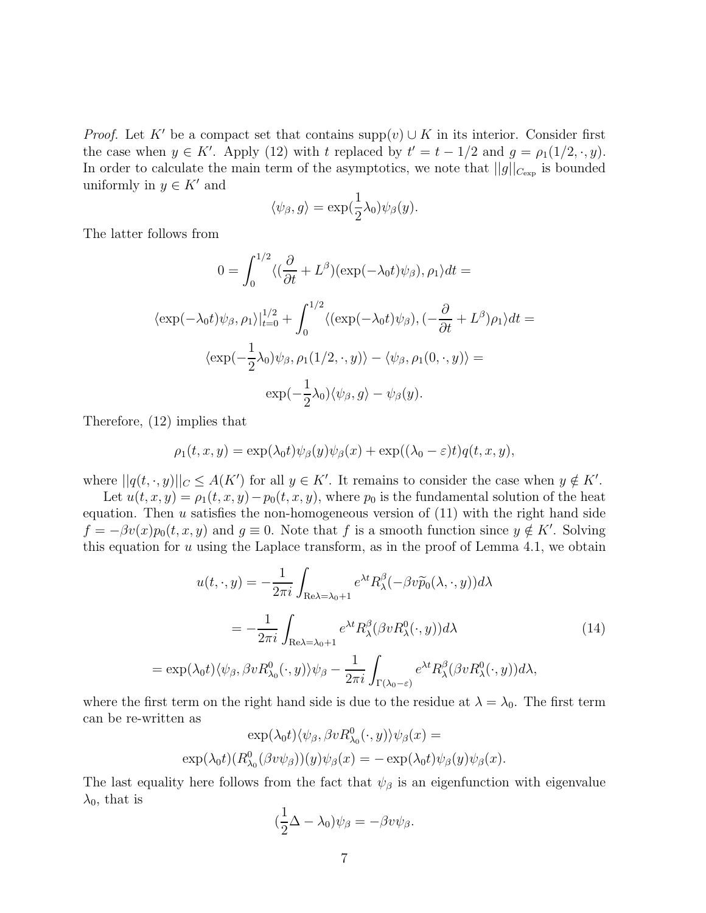*Proof.* Let $K'$ be a compact set that contains $\mathrm{supp}(v) \cup K$ in its interior. Consider first the case when $y \in K'$. Apply (12) with $t$ replaced by $t' = t - 1/2$ and $g = \rho_1(1/2, \cdot, y)$. In order to calculate the main term of the asymptotics, we note that $||g||_{C_{\exp}}$ is bounded uniformly in $y \in K'$ and

$$\langle \psi_\beta, g \rangle = \exp(\frac{1}{2}\lambda_0)\psi_\beta(y).$$

The latter follows from

$$0 = \int_0^{1/2} \langle (\frac{\partial}{\partial t} + L^\beta)(\exp(-\lambda_0 t)\psi_\beta), \rho_1 \rangle dt =$$

$$\langle \exp(-\lambda_0 t)\psi_\beta, \rho_1 \rangle |_{t=0}^{1/2} + \int_0^{1/2} \langle (\exp(-\lambda_0 t)\psi_\beta), (-\frac{\partial}{\partial t} + L^\beta)\rho_1 \rangle dt =$$

$$\langle \exp(-\frac{1}{2}\lambda_0)\psi_\beta, \rho_1(1/2, \cdot, y) \rangle - \langle \psi_\beta, \rho_1(0, \cdot, y) \rangle =$$

$$\exp(-\frac{1}{2}\lambda_0)\langle \psi_\beta, g \rangle - \psi_\beta(y).$$

Therefore, (12) implies that

$$\rho_1(t, x, y) = \exp(\lambda_0 t)\psi_\beta(y)\psi_\beta(x) + \exp((\lambda_0 - \varepsilon)t)q(t, x, y),$$

where $||q(t, \cdot, y)||_C \leq A(K')$ for all $y \in K'$. It remains to consider the case when $y \notin K'$.

Let $u(t, x, y) = \rho_1(t, x, y) - p_0(t, x, y)$, where $p_0$ is the fundamental solution of the heat equation. Then $u$ satisfies the non-homogeneous version of (11) with the right hand side $f = -\beta v(x)p_0(t, x, y)$ and $g \equiv 0$. Note that $f$ is a smooth function since $y \notin K'$. Solving this equation for $u$ using the Laplace transform, as in the proof of Lemma 4.1, we obtain

$$\begin{aligned} u(t, \cdot, y) &= -\frac{1}{2\pi i}\int_{\mathrm{Re}\lambda = \lambda_0 + 1} e^{\lambda t} R_\lambda^\beta(-\beta v \widetilde{p}_0(\lambda, \cdot, y))d\lambda \\ &= -\frac{1}{2\pi i}\int_{\mathrm{Re}\lambda = \lambda_0 + 1} e^{\lambda t} R_\lambda^\beta(\beta v R_\lambda^0(\cdot, y))d\lambda \qquad (14) \\ &= \exp(\lambda_0 t)\langle \psi_\beta, \beta v R_{\lambda_0}^0(\cdot, y)\rangle \psi_\beta - \frac{1}{2\pi i}\int_{\Gamma(\lambda_0 - \varepsilon)} e^{\lambda t} R_\lambda^\beta(\beta v R_\lambda^0(\cdot, y))d\lambda, \end{aligned}$$

where the first term on the right hand side is due to the residue at $\lambda = \lambda_0$. The first term can be re-written as

$$\exp(\lambda_0 t)\langle \psi_\beta, \beta v R_{\lambda_0}^0(\cdot, y)\rangle \psi_\beta(x) =$$

$$\exp(\lambda_0 t)(R_{\lambda_0}^0(\beta v \psi_\beta))(y)\psi_\beta(x) = -\exp(\lambda_0 t)\psi_\beta(y)\psi_\beta(x).$$

The last equality here follows from the fact that $\psi_\beta$ is an eigenfunction with eigenvalue $\lambda_0$, that is

$$(\frac{1}{2}\Delta - \lambda_0)\psi_\beta = -\beta v \psi_\beta.$$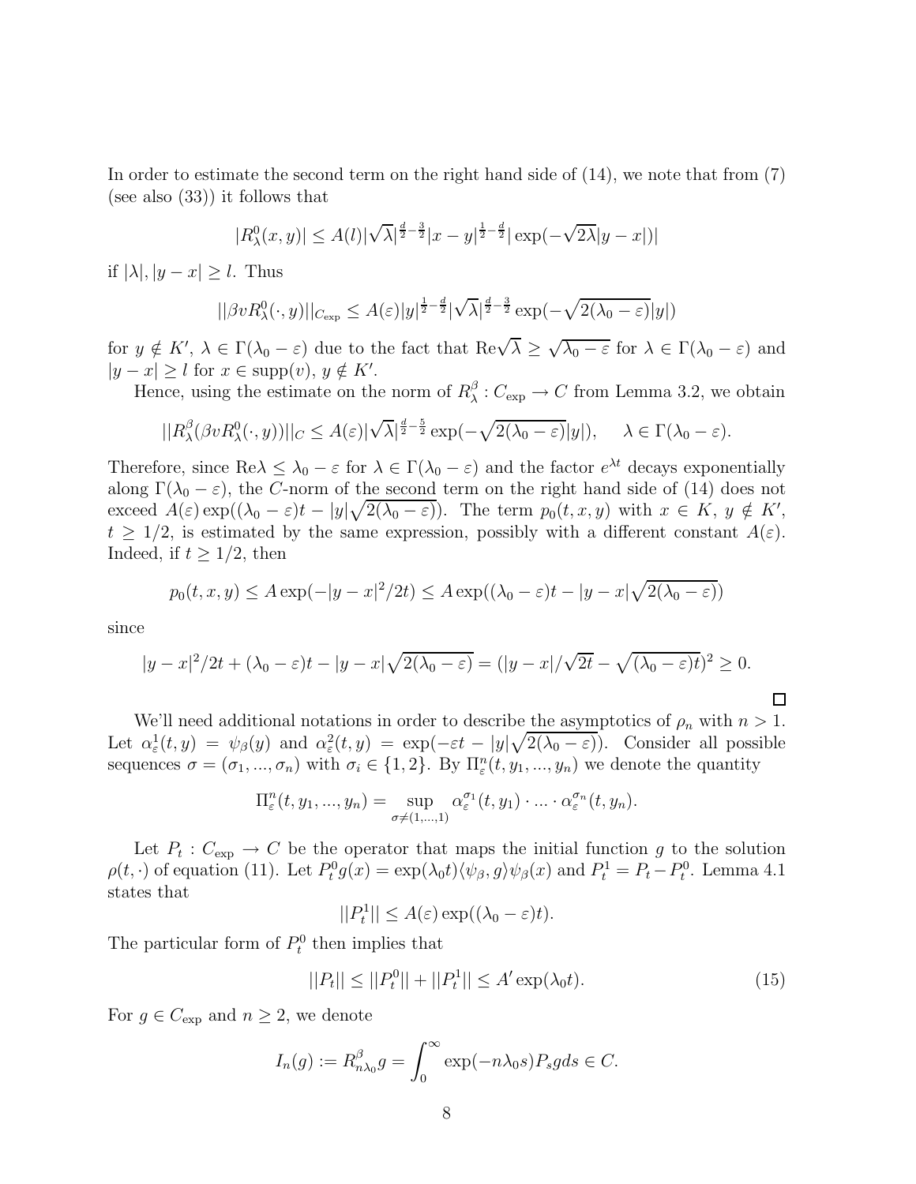In order to estimate the second term on the right hand side of (14), we note that from (7) (see also (33)) it follows that

$$|R^0_\lambda(x,y)| \le A(l)|\sqrt{\lambda}|^{\frac{d}{2}-\frac{3}{2}}|x-y|^{\frac{1}{2}-\frac{d}{2}}|\exp(-\sqrt{2\lambda}|y-x|)|$$

if $|\lambda|, |y-x| \ge l$. Thus

$$||\beta v R^0_\lambda(\cdot,y)||_{C_{\exp}} \le A(\varepsilon)|y|^{\frac{1}{2}-\frac{d}{2}}|\sqrt{\lambda}|^{\frac{d}{2}-\frac{3}{2}}\exp(-\sqrt{2(\lambda_0-\varepsilon)}|y|)$$

for $y \notin K'$, $\lambda \in \Gamma(\lambda_0-\varepsilon)$ due to the fact that $\mathrm{Re}\sqrt{\lambda} \ge \sqrt{\lambda_0-\varepsilon}$ for $\lambda \in \Gamma(\lambda_0-\varepsilon)$ and $|y-x| \ge l$ for $x \in \mathrm{supp}(v)$, $y \notin K'$.

Hence, using the estimate on the norm of $R^\beta_\lambda : C_{\exp} \to C$ from Lemma 3.2, we obtain

$$||R^\beta_\lambda(\beta v R^0_\lambda(\cdot,y))||_C \le A(\varepsilon)|\sqrt{\lambda}|^{\frac{d}{2}-\frac{5}{2}}\exp(-\sqrt{2(\lambda_0-\varepsilon)}|y|), \quad \lambda \in \Gamma(\lambda_0-\varepsilon).$$

Therefore, since $\mathrm{Re}\lambda \le \lambda_0-\varepsilon$ for $\lambda \in \Gamma(\lambda_0-\varepsilon)$ and the factor $e^{\lambda t}$ decays exponentially along $\Gamma(\lambda_0-\varepsilon)$, the $C$-norm of the second term on the right hand side of (14) does not exceed $A(\varepsilon)\exp((\lambda_0-\varepsilon)t - |y|\sqrt{2(\lambda_0-\varepsilon)})$. The term $p_0(t,x,y)$ with $x \in K$, $y \notin K'$, $t \ge 1/2$, is estimated by the same expression, possibly with a different constant $A(\varepsilon)$. Indeed, if $t \ge 1/2$, then

$$p_0(t,x,y) \le A\exp(-|y-x|^2/2t) \le A\exp((\lambda_0-\varepsilon)t - |y-x|\sqrt{2(\lambda_0-\varepsilon)})$$

since

$$|y-x|^2/2t + (\lambda_0-\varepsilon)t - |y-x|\sqrt{2(\lambda_0-\varepsilon)} = (|y-x|/\sqrt{2t} - \sqrt{(\lambda_0-\varepsilon)t})^2 \ge 0.$$

□

We'll need additional notations in order to describe the asymptotics of $\rho_n$ with $n > 1$. Let $\alpha^1_\varepsilon(t,y) = \psi_\beta(y)$ and $\alpha^2_\varepsilon(t,y) = \exp(-\varepsilon t - |y|\sqrt{2(\lambda_0-\varepsilon)})$. Consider all possible sequences $\sigma = (\sigma_1,...,\sigma_n)$ with $\sigma_i \in \{1,2\}$. By $\Pi^n_\varepsilon(t,y_1,...,y_n)$ we denote the quantity

$$\Pi^n_\varepsilon(t,y_1,...,y_n) = \sup_{\sigma \ne (1,...,1)} \alpha^{\sigma_1}_\varepsilon(t,y_1)\cdot ... \cdot \alpha^{\sigma_n}_\varepsilon(t,y_n).$$

Let $P_t : C_{\exp} \to C$ be the operator that maps the initial function $g$ to the solution $\rho(t,\cdot)$ of equation (11). Let $P^0_t g(x) = \exp(\lambda_0 t)\langle\psi_\beta, g\rangle\psi_\beta(x)$ and $P^1_t = P_t - P^0_t$. Lemma 4.1 states that

$$||P^1_t|| \le A(\varepsilon)\exp((\lambda_0-\varepsilon)t).$$

The particular form of $P^0_t$ then implies that

$$||P_t|| \le ||P^0_t|| + ||P^1_t|| \le A'\exp(\lambda_0 t). \tag{15}$$

For $g \in C_{\exp}$ and $n \ge 2$, we denote

$$I_n(g) := R^\beta_{n\lambda_0} g = \int_0^\infty \exp(-n\lambda_0 s)P_s g ds \in C.$$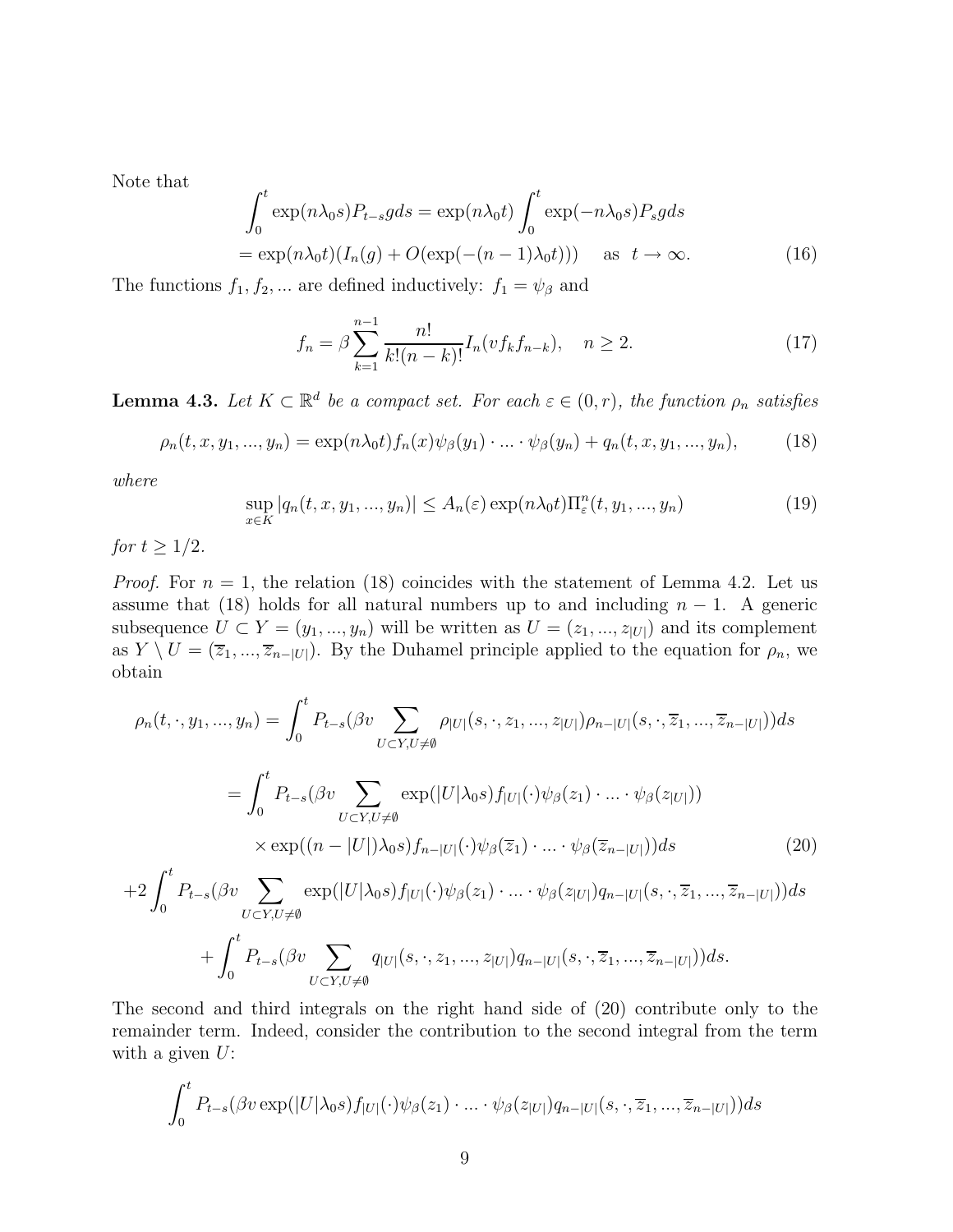Note that

$$
\int_0^t \exp(n\lambda_0 s) P_{t-s} g ds = \exp(n\lambda_0 t) \int_0^t \exp(-n\lambda_0 s) P_s g ds
$$

$$
= \exp(n\lambda_0 t)(I_n(g) + O(\exp(-(n-1)\lambda_0 t))) \quad \text{as} \quad t \to \infty. \tag{16}
$$

The functions $f_1, f_2, \ldots$ are defined inductively: $f_1 = \psi_\beta$ and

$$
f_n = \beta \sum_{k=1}^{n-1} \frac{n!}{k!(n-k)!} I_n(v f_k f_{n-k}), \quad n \geq 2. \tag{17}
$$

**Lemma 4.3.** *Let $K \subset \mathbb{R}^d$ be a compact set. For each $\varepsilon \in (0, r)$, the function $\rho_n$ satisfies*

$$
\rho_n(t, x, y_1, \ldots, y_n) = \exp(n\lambda_0 t) f_n(x) \psi_\beta(y_1) \cdot \ldots \cdot \psi_\beta(y_n) + q_n(t, x, y_1, \ldots, y_n), \tag{18}
$$

*where*

$$
\sup_{x \in K} |q_n(t, x, y_1, \ldots, y_n)| \leq A_n(\varepsilon) \exp(n\lambda_0 t) \Pi^n_\varepsilon(t, y_1, \ldots, y_n) \tag{19}
$$

*for $t \geq 1/2$.*

*Proof.* For $n = 1$, the relation (18) coincides with the statement of Lemma 4.2. Let us assume that (18) holds for all natural numbers up to and including $n-1$. A generic subsequence $U \subset Y = (y_1, \ldots, y_n)$ will be written as $U = (z_1, \ldots, z_{|U|})$ and its complement as $Y \setminus U = (\overline{z}_1, \ldots, \overline{z}_{n-|U|})$. By the Duhamel principle applied to the equation for $\rho_n$, we obtain

$$
\rho_n(t, \cdot, y_1, \ldots, y_n) = \int_0^t P_{t-s}(\beta v \sum_{U \subset Y, U \neq \emptyset} \rho_{|U|}(s, \cdot, z_1, \ldots, z_{|U|}) \rho_{n-|U|}(s, \cdot, \overline{z}_1, \ldots, \overline{z}_{n-|U|})) ds
$$

$$
= \int_0^t P_{t-s}(\beta v \sum_{U \subset Y, U \neq \emptyset} \exp(|U|\lambda_0 s) f_{|U|}(\cdot) \psi_\beta(z_1) \cdot \ldots \cdot \psi_\beta(z_{|U|}))
$$

$$
\times \exp((n-|U|)\lambda_0 s) f_{n-|U|}(\cdot) \psi_\beta(\overline{z}_1) \cdot \ldots \cdot \psi_\beta(\overline{z}_{n-|U|})) ds \tag{20}
$$

$$
+2 \int_0^t P_{t-s}(\beta v \sum_{U \subset Y, U \neq \emptyset} \exp(|U|\lambda_0 s) f_{|U|}(\cdot) \psi_\beta(z_1) \cdot \ldots \cdot \psi_\beta(z_{|U|}) q_{n-|U|}(s, \cdot, \overline{z}_1, \ldots, \overline{z}_{n-|U|})) ds
$$

$$
+ \int_0^t P_{t-s}(\beta v \sum_{U \subset Y, U \neq \emptyset} q_{|U|}(s, \cdot, z_1, \ldots, z_{|U|}) q_{n-|U|}(s, \cdot, \overline{z}_1, \ldots, \overline{z}_{n-|U|})) ds.
$$

The second and third integrals on the right hand side of (20) contribute only to the remainder term. Indeed, consider the contribution to the second integral from the term with a given $U$:

$$
\int_0^t P_{t-s}(\beta v \exp(|U|\lambda_0 s) f_{|U|}(\cdot) \psi_\beta(z_1) \cdot \ldots \cdot \psi_\beta(z_{|U|}) q_{n-|U|}(s, \cdot, \overline{z}_1, \ldots, \overline{z}_{n-|U|})) ds
$$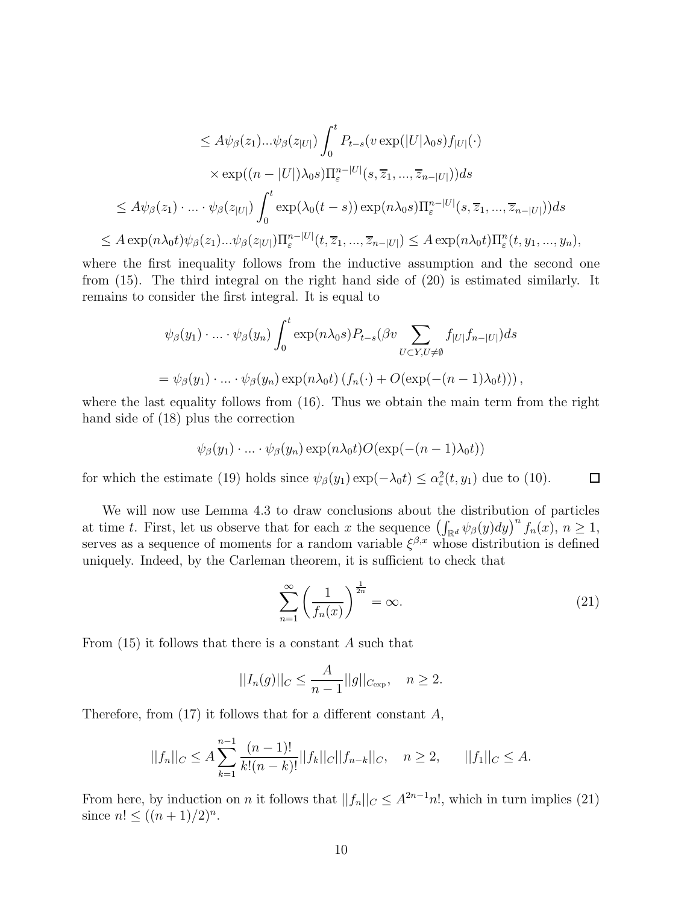$$\leq A\psi_\beta(z_1)...\psi_\beta(z_{|U|}) \int_0^t P_{t-s}(v \exp(|U|\lambda_0 s) f_{|U|}(\cdot)$$

$$\times \exp((n-|U|)\lambda_0 s)\Pi_\varepsilon^{n-|U|}(s, \overline{z}_1, ..., \overline{z}_{n-|U|}))ds$$

$$\leq A\psi_\beta(z_1) \cdot ... \cdot \psi_\beta(z_{|U|}) \int_0^t \exp(\lambda_0(t-s)) \exp(n\lambda_0 s)\Pi_\varepsilon^{n-|U|}(s, \overline{z}_1, ..., \overline{z}_{n-|U|}))ds$$

$$\leq A\exp(n\lambda_0 t)\psi_\beta(z_1)...\psi_\beta(z_{|U|})\Pi_\varepsilon^{n-|U|}(t, \overline{z}_1, ..., \overline{z}_{n-|U|}) \leq A\exp(n\lambda_0 t)\Pi_\varepsilon^n(t, y_1, ..., y_n),$$

where the first inequality follows from the inductive assumption and the second one from (15). The third integral on the right hand side of (20) is estimated similarly. It remains to consider the first integral. It is equal to

$$\psi_\beta(y_1) \cdot ... \cdot \psi_\beta(y_n) \int_0^t \exp(n\lambda_0 s) P_{t-s}(\beta v \sum_{U \subset Y, U \neq \emptyset} f_{|U|} f_{n-|U|})ds$$

$$= \psi_\beta(y_1) \cdot ... \cdot \psi_\beta(y_n) \exp(n\lambda_0 t) \left( f_n(\cdot) + O(\exp(-(n-1)\lambda_0 t)) \right),$$

where the last equality follows from (16). Thus we obtain the main term from the right hand side of (18) plus the correction

$$\psi_\beta(y_1) \cdot ... \cdot \psi_\beta(y_n) \exp(n\lambda_0 t) O(\exp(-(n-1)\lambda_0 t))$$

for which the estimate (19) holds since $\psi_\beta(y_1)\exp(-\lambda_0 t) \leq \alpha_\varepsilon^2(t, y_1)$ due to (10). $\square$

We will now use Lemma 4.3 to draw conclusions about the distribution of particles at time $t$. First, let us observe that for each $x$ the sequence $\left(\int_{\mathbb{R}^d} \psi_\beta(y)dy\right)^n f_n(x)$, $n \geq 1$, serves as a sequence of moments for a random variable $\xi^{\beta,x}$ whose distribution is defined uniquely. Indeed, by the Carleman theorem, it is sufficient to check that

$$\sum_{n=1}^\infty \left(\frac{1}{f_n(x)}\right)^{\frac{1}{2n}} = \infty. \tag{21}$$

From (15) it follows that there is a constant $A$ such that

$$||I_n(g)||_C \leq \frac{A}{n-1}||g||_{C_{\exp}}, \quad n \geq 2.$$

Therefore, from (17) it follows that for a different constant $A$,

$$||f_n||_C \leq A \sum_{k=1}^{n-1} \frac{(n-1)!}{k!(n-k)!}||f_k||_C||f_{n-k}||_C, \quad n \geq 2, \qquad ||f_1||_C \leq A.$$

From here, by induction on $n$ it follows that $||f_n||_C \leq A^{2n-1}n!$, which in turn implies (21) since $n! \leq ((n+1)/2)^n$.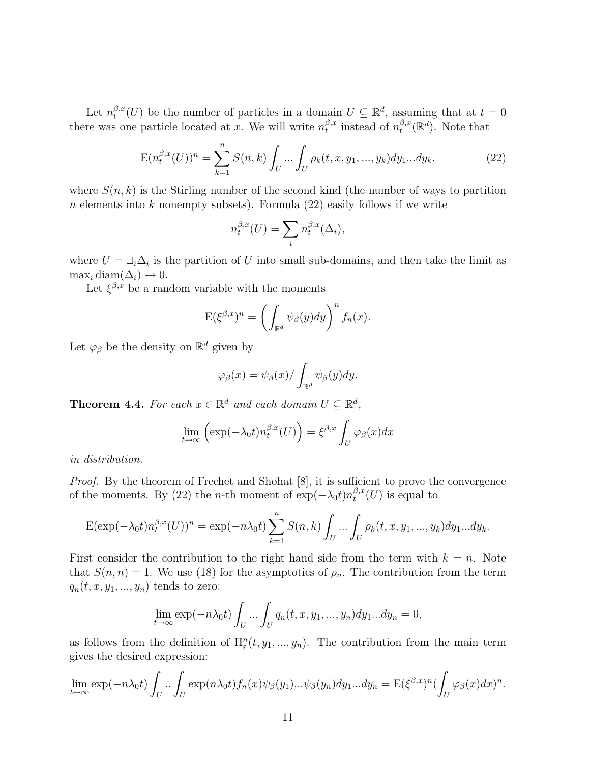Let $n_t^{\beta,x}(U)$ be the number of particles in a domain $U \subseteq \mathbb{R}^d$, assuming that at $t=0$ there was one particle located at $x$. We will write $n_t^{\beta,x}$ instead of $n_t^{\beta,x}(\mathbb{R}^d)$. Note that

$$\mathrm{E}(n_t^{\beta,x}(U))^n = \sum_{k=1}^{n} S(n,k) \int_U \ldots \int_U \rho_k(t,x,y_1,\ldots,y_k)dy_1\ldots dy_k, \tag{22}$$

where $S(n,k)$ is the Stirling number of the second kind (the number of ways to partition $n$ elements into $k$ nonempty subsets). Formula (22) easily follows if we write

$$n_t^{\beta,x}(U) = \sum_i n_t^{\beta,x}(\Delta_i),$$

where $U = \sqcup_i \Delta_i$ is the partition of $U$ into small sub-domains, and then take the limit as $\max_i \mathrm{diam}(\Delta_i) \to 0$.

Let $\xi^{\beta,x}$ be a random variable with the moments

$$\mathrm{E}(\xi^{\beta,x})^n = \left(\int_{\mathbb{R}^d} \psi_\beta(y)dy\right)^n f_n(x).$$

Let $\varphi_\beta$ be the density on $\mathbb{R}^d$ given by

$$\varphi_\beta(x) = \psi_\beta(x) / \int_{\mathbb{R}^d} \psi_\beta(y)dy.$$

**Theorem 4.4.** *For each $x \in \mathbb{R}^d$ and each domain $U \subseteq \mathbb{R}^d$,*

$$\lim_{t\to\infty} \left(\exp(-\lambda_0 t) n_t^{\beta,x}(U)\right) = \xi^{\beta,x} \int_U \varphi_\beta(x)dx$$

*in distribution.*

*Proof.* By the theorem of Frechet and Shohat [8], it is sufficient to prove the convergence of the moments. By (22) the $n$-th moment of $\exp(-\lambda_0 t)n_t^{\beta,x}(U)$ is equal to

$$\mathrm{E}(\exp(-\lambda_0 t)n_t^{\beta,x}(U))^n = \exp(-n\lambda_0 t)\sum_{k=1}^{n} S(n,k) \int_U \ldots \int_U \rho_k(t,x,y_1,\ldots,y_k)dy_1\ldots dy_k.$$

First consider the contribution to the right hand side from the term with $k=n$. Note that $S(n,n)=1$. We use (18) for the asymptotics of $\rho_n$. The contribution from the term $q_n(t,x,y_1,\ldots,y_n)$ tends to zero:

$$\lim_{t\to\infty} \exp(-n\lambda_0 t) \int_U \ldots \int_U q_n(t,x,y_1,\ldots,y_n)dy_1\ldots dy_n = 0,$$

as follows from the definition of $\Pi_\varepsilon^n(t,y_1,\ldots,y_n)$. The contribution from the main term gives the desired expression:

$$\lim_{t\to\infty} \exp(-n\lambda_0 t) \int_U .. \int_U \exp(n\lambda_0 t) f_n(x)\psi_\beta(y_1)\ldots\psi_\beta(y_n)dy_1\ldots dy_n = \mathrm{E}(\xi^{\beta,x})^n (\int_U \varphi_\beta(x)dx)^n.$$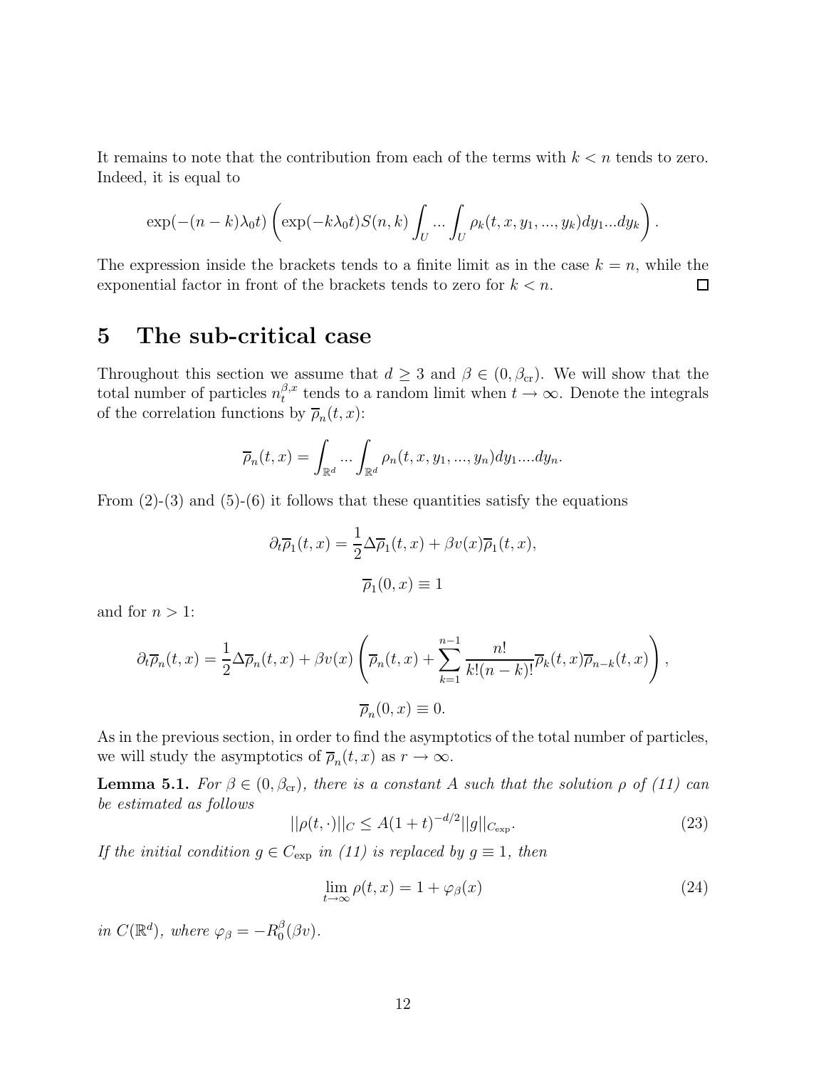It remains to note that the contribution from each of the terms with $k < n$ tends to zero. Indeed, it is equal to

$$\exp(-(n-k)\lambda_0 t)\left(\exp(-k\lambda_0 t)S(n,k)\int_U ... \int_U \rho_k(t,x,y_1,...,y_k)dy_1...dy_k\right).$$

The expression inside the brackets tends to a finite limit as in the case $k = n$, while the exponential factor in front of the brackets tends to zero for $k < n$. $\square$

# 5 The sub-critical case

Throughout this section we assume that $d \geq 3$ and $\beta \in (0, \beta_{\rm cr})$. We will show that the total number of particles $n_t^{\beta,x}$ tends to a random limit when $t \to \infty$. Denote the integrals of the correlation functions by $\overline{\rho}_n(t,x)$:

$$\overline{\rho}_n(t,x) = \int_{\mathbb{R}^d} ... \int_{\mathbb{R}^d} \rho_n(t,x,y_1,...,y_n)dy_1....dy_n.$$

From (2)-(3) and (5)-(6) it follows that these quantities satisfy the equations

$$\partial_t \overline{\rho}_1(t,x) = \frac{1}{2}\Delta\overline{\rho}_1(t,x) + \beta v(x)\overline{\rho}_1(t,x),$$

$$\overline{\rho}_1(0,x) \equiv 1$$

and for $n > 1$:

$$\partial_t \overline{\rho}_n(t,x) = \frac{1}{2}\Delta\overline{\rho}_n(t,x) + \beta v(x)\left(\overline{\rho}_n(t,x) + \sum_{k=1}^{n-1}\frac{n!}{k!(n-k)!}\overline{\rho}_k(t,x)\overline{\rho}_{n-k}(t,x)\right),$$

$$\overline{\rho}_n(0,x) \equiv 0.$$

As in the previous section, in order to find the asymptotics of the total number of particles, we will study the asymptotics of $\overline{\rho}_n(t,x)$ as $r \to \infty$.

**Lemma 5.1.** *For $\beta \in (0, \beta_{\rm cr})$, there is a constant $A$ such that the solution $\rho$ of (11) can be estimated as follows*

$$||\rho(t,\cdot)||_C \leq A(1+t)^{-d/2}||g||_{C_{\rm exp}}. \tag{23}$$

*If the initial condition $g \in C_{\rm exp}$ in (11) is replaced by $g \equiv 1$, then*

$$\lim_{t\to\infty} \rho(t,x) = 1 + \varphi_\beta(x) \tag{24}$$

*in $C(\mathbb{R}^d)$, where $\varphi_\beta = -R_0^\beta(\beta v)$.*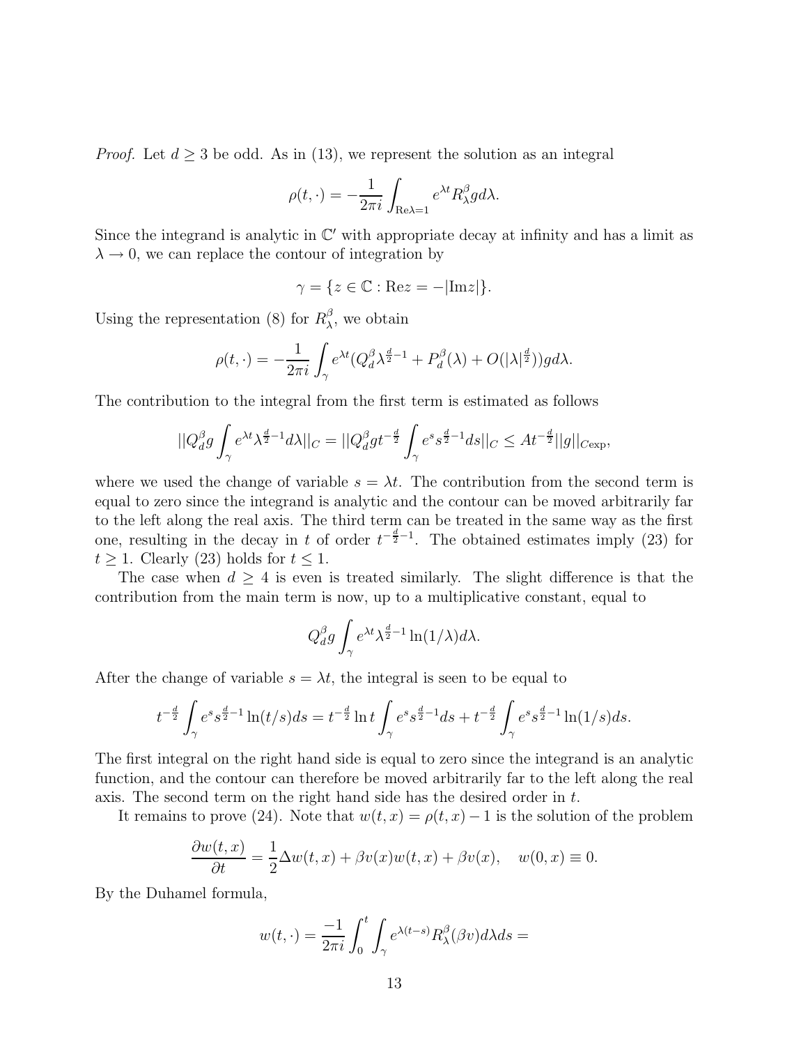*Proof.* Let $d \geq 3$ be odd. As in (13), we represent the solution as an integral

$$\rho(t, \cdot) = -\frac{1}{2\pi i} \int_{\mathrm{Re}\lambda = 1} e^{\lambda t} R_\lambda^\beta g d\lambda.$$

Since the integrand is analytic in $\mathbb{C}'$ with appropriate decay at infinity and has a limit as $\lambda \to 0$, we can replace the contour of integration by

$$\gamma = \{z \in \mathbb{C} : \mathrm{Re} z = -|\mathrm{Im} z|\}.$$

Using the representation (8) for $R_\lambda^\beta$, we obtain

$$\rho(t, \cdot) = -\frac{1}{2\pi i} \int_\gamma e^{\lambda t} (Q_d^\beta \lambda^{\frac{d}{2}-1} + P_d^\beta(\lambda) + O(|\lambda|^{\frac{d}{2}})) g d\lambda.$$

The contribution to the integral from the first term is estimated as follows

$$||Q_d^\beta g \int_\gamma e^{\lambda t} \lambda^{\frac{d}{2}-1} d\lambda||_C = ||Q_d^\beta g t^{-\frac{d}{2}} \int_\gamma e^s s^{\frac{d}{2}-1} ds||_C \leq A t^{-\frac{d}{2}} ||g||_{C\mathrm{exp}},$$

where we used the change of variable $s = \lambda t$. The contribution from the second term is equal to zero since the integrand is analytic and the contour can be moved arbitrarily far to the left along the real axis. The third term can be treated in the same way as the first one, resulting in the decay in $t$ of order $t^{-\frac{d}{2}-1}$. The obtained estimates imply (23) for $t \geq 1$. Clearly (23) holds for $t \leq 1$.

The case when $d \geq 4$ is even is treated similarly. The slight difference is that the contribution from the main term is now, up to a multiplicative constant, equal to

$$Q_d^\beta g \int_\gamma e^{\lambda t} \lambda^{\frac{d}{2}-1} \ln(1/\lambda) d\lambda.$$

After the change of variable $s = \lambda t$, the integral is seen to be equal to

$$t^{-\frac{d}{2}} \int_\gamma e^s s^{\frac{d}{2}-1} \ln(t/s) ds = t^{-\frac{d}{2}} \ln t \int_\gamma e^s s^{\frac{d}{2}-1} ds + t^{-\frac{d}{2}} \int_\gamma e^s s^{\frac{d}{2}-1} \ln(1/s) ds.$$

The first integral on the right hand side is equal to zero since the integrand is an analytic function, and the contour can therefore be moved arbitrarily far to the left along the real axis. The second term on the right hand side has the desired order in $t$.

It remains to prove (24). Note that $w(t, x) = \rho(t, x) - 1$ is the solution of the problem

$$\frac{\partial w(t, x)}{\partial t} = \frac{1}{2} \Delta w(t, x) + \beta v(x) w(t, x) + \beta v(x), \quad w(0, x) \equiv 0.$$

By the Duhamel formula,

$$w(t, \cdot) = \frac{-1}{2\pi i} \int_0^t \int_\gamma e^{\lambda(t-s)} R_\lambda^\beta(\beta v) d\lambda ds =$$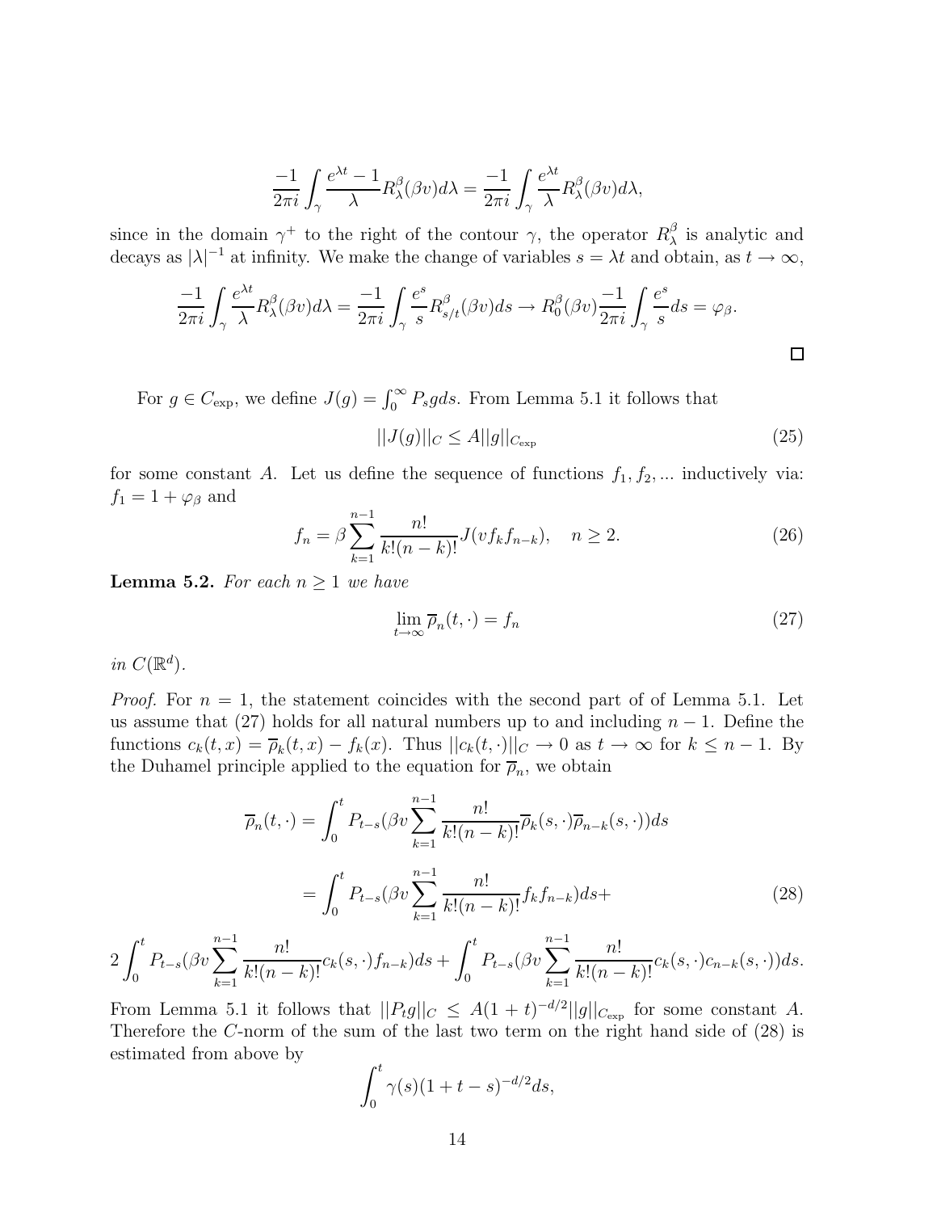$$\frac{-1}{2\pi i}\int_\gamma \frac{e^{\lambda t}-1}{\lambda} R^\beta_\lambda(\beta v) d\lambda = \frac{-1}{2\pi i}\int_\gamma \frac{e^{\lambda t}}{\lambda} R^\beta_\lambda(\beta v) d\lambda,$$

since in the domain $\gamma^+$ to the right of the contour $\gamma$, the operator $R^\beta_\lambda$ is analytic and decays as $|\lambda|^{-1}$ at infinity. We make the change of variables $s = \lambda t$ and obtain, as $t \to \infty$,

$$\frac{-1}{2\pi i}\int_\gamma \frac{e^{\lambda t}}{\lambda} R^\beta_\lambda(\beta v) d\lambda = \frac{-1}{2\pi i}\int_\gamma \frac{e^{s}}{s} R^\beta_{s/t}(\beta v) ds \to R^\beta_0(\beta v)\frac{-1}{2\pi i}\int_\gamma \frac{e^s}{s} ds = \varphi_\beta.$$

□

For $g \in C_{\exp}$, we define $J(g) = \int_0^\infty P_s g ds$. From Lemma 5.1 it follows that

$$||J(g)||_C \leq A||g||_{C_{\exp}} \tag{25}$$

for some constant $A$. Let us define the sequence of functions $f_1, f_2, ...$ inductively via: $f_1 = 1 + \varphi_\beta$ and

$$f_n = \beta \sum_{k=1}^{n-1} \frac{n!}{k!(n-k)!} J(v f_k f_{n-k}), \quad n \geq 2. \tag{26}$$

**Lemma 5.2.** *For each $n \geq 1$ we have*

$$\lim_{t\to\infty} \overline{\rho}_n(t, \cdot) = f_n \tag{27}$$

*in $C(\mathbb{R}^d)$.*

*Proof.* For $n = 1$, the statement coincides with the second part of of Lemma 5.1. Let us assume that (27) holds for all natural numbers up to and including $n-1$. Define the functions $c_k(t, x) = \overline{\rho}_k(t, x) - f_k(x)$. Thus $||c_k(t, \cdot)||_C \to 0$ as $t \to \infty$ for $k \leq n-1$. By the Duhamel principle applied to the equation for $\overline{\rho}_n$, we obtain

$$\overline{\rho}_n(t, \cdot) = \int_0^t P_{t-s}(\beta v \sum_{k=1}^{n-1} \frac{n!}{k!(n-k)!} \overline{\rho}_k(s, \cdot)\overline{\rho}_{n-k}(s, \cdot))ds$$

$$= \int_0^t P_{t-s}(\beta v \sum_{k=1}^{n-1} \frac{n!}{k!(n-k)!} f_k f_{n-k})ds + \tag{28}$$

$$2\int_0^t P_{t-s}(\beta v \sum_{k=1}^{n-1} \frac{n!}{k!(n-k)!} c_k(s, \cdot) f_{n-k})ds + \int_0^t P_{t-s}(\beta v \sum_{k=1}^{n-1} \frac{n!}{k!(n-k)!} c_k(s, \cdot) c_{n-k}(s, \cdot))ds.$$

From Lemma 5.1 it follows that $||P_t g||_C \leq A(1+t)^{-d/2}||g||_{C_{\exp}}$ for some constant $A$. Therefore the $C$-norm of the sum of the last two term on the right hand side of (28) is estimated from above by

$$\int_0^t \gamma(s)(1 + t - s)^{-d/2} ds,$$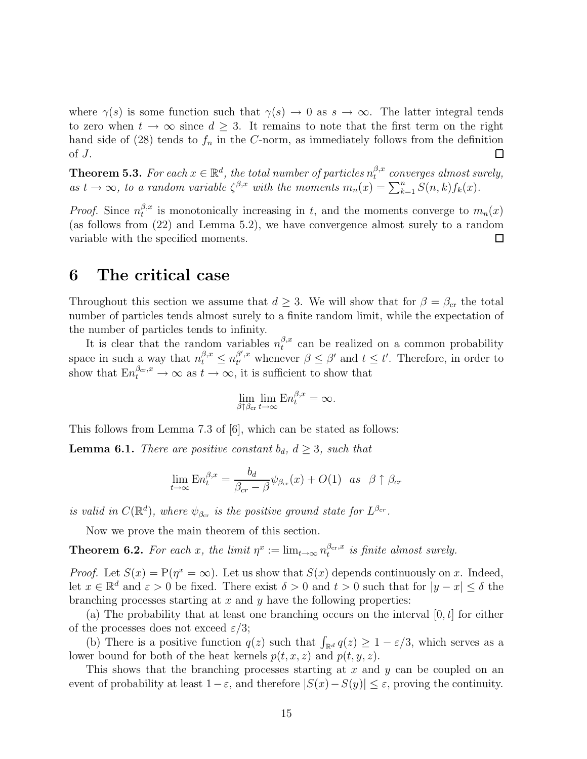where $\gamma(s)$ is some function such that $\gamma(s) \to 0$ as $s \to \infty$. The latter integral tends to zero when $t \to \infty$ since $d \geq 3$. It remains to note that the first term on the right hand side of (28) tends to $f_n$ in the $C$-norm, as immediately follows from the definition of $J$. □

**Theorem 5.3.** *For each $x \in \mathbb{R}^d$, the total number of particles $n_t^{\beta,x}$ converges almost surely, as $t \to \infty$, to a random variable $\zeta^{\beta,x}$ with the moments $m_n(x) = \sum_{k=1}^n S(n,k) f_k(x)$.*

*Proof.* Since $n_t^{\beta,x}$ is monotonically increasing in $t$, and the moments converge to $m_n(x)$ (as follows from (22) and Lemma 5.2), we have convergence almost surely to a random variable with the specified moments. □

# 6 The critical case

Throughout this section we assume that $d \geq 3$. We will show that for $\beta = \beta_{\mathrm{cr}}$ the total number of particles tends almost surely to a finite random limit, while the expectation of the number of particles tends to infinity.

It is clear that the random variables $n_t^{\beta,x}$ can be realized on a common probability space in such a way that $n_t^{\beta,x} \leq n_{t'}^{\beta',x}$ whenever $\beta \leq \beta'$ and $t \leq t'$. Therefore, in order to show that $\mathrm{E} n_t^{\beta_{\mathrm{cr}},x} \to \infty$ as $t \to \infty$, it is sufficient to show that

$$\lim_{\beta \uparrow \beta_{\mathrm{cr}}} \lim_{t \to \infty} \mathrm{E} n_t^{\beta,x} = \infty.$$

This follows from Lemma 7.3 of [6], which can be stated as follows:

**Lemma 6.1.** *There are positive constant $b_d$, $d \geq 3$, such that*

$$\lim_{t \to \infty} \mathrm{E} n_t^{\beta,x} = \frac{b_d}{\beta_{cr} - \beta} \psi_{\beta_{\mathrm{cr}}}(x) + O(1) \quad as \quad \beta \uparrow \beta_{cr}$$

*is valid in $C(\mathbb{R}^d)$, where $\psi_{\beta_{\mathrm{cr}}}$ is the positive ground state for $L^{\beta_{cr}}$.*

Now we prove the main theorem of this section.

**Theorem 6.2.** *For each $x$, the limit $\eta^x := \lim_{t \to \infty} n_t^{\beta_{\mathrm{cr}},x}$ is finite almost surely.*

*Proof.* Let $S(x) = \mathrm{P}(\eta^x = \infty)$. Let us show that $S(x)$ depends continuously on $x$. Indeed, let $x \in \mathbb{R}^d$ and $\varepsilon > 0$ be fixed. There exist $\delta > 0$ and $t > 0$ such that for $|y - x| \leq \delta$ the branching processes starting at $x$ and $y$ have the following properties:

(a) The probability that at least one branching occurs on the interval $[0, t]$ for either of the processes does not exceed $\varepsilon/3$;

(b) There is a positive function $q(z)$ such that $\int_{\mathbb{R}^d} q(z) \geq 1 - \varepsilon/3$, which serves as a lower bound for both of the heat kernels $p(t, x, z)$ and $p(t, y, z)$.

This shows that the branching processes starting at $x$ and $y$ can be coupled on an event of probability at least $1 - \varepsilon$, and therefore $|S(x) - S(y)| \leq \varepsilon$, proving the continuity.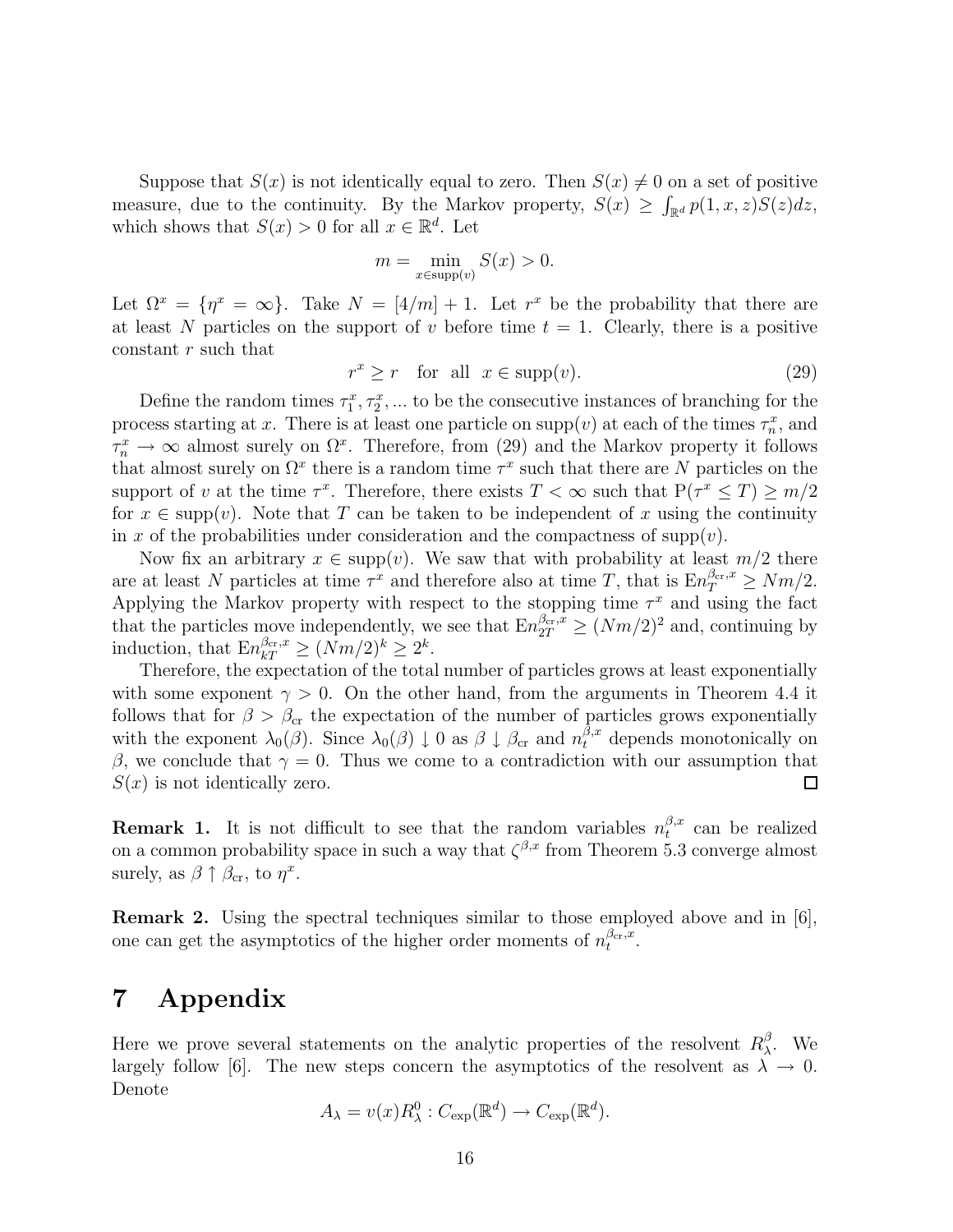Suppose that $S(x)$ is not identically equal to zero. Then $S(x) \neq 0$ on a set of positive measure, due to the continuity. By the Markov property, $S(x) \geq \int_{\mathbb{R}^d} p(1,x,z)S(z)dz$, which shows that $S(x) > 0$ for all $x \in \mathbb{R}^d$. Let

$$m = \min_{x \in \mathrm{supp}(v)} S(x) > 0.$$

Let $\Omega^x = \{\eta^x = \infty\}$. Take $N = [4/m] + 1$. Let $r^x$ be the probability that there are at least $N$ particles on the support of $v$ before time $t = 1$. Clearly, there is a positive constant $r$ such that

$$r^x \geq r \quad \text{for all} \quad x \in \mathrm{supp}(v). \tag{29}$$

Define the random times $\tau_1^x, \tau_2^x, \ldots$ to be the consecutive instances of branching for the process starting at $x$. There is at least one particle on $\mathrm{supp}(v)$ at each of the times $\tau_n^x$, and $\tau_n^x \to \infty$ almost surely on $\Omega^x$. Therefore, from (29) and the Markov property it follows that almost surely on $\Omega^x$ there is a random time $\tau^x$ such that there are $N$ particles on the support of $v$ at the time $\tau^x$. Therefore, there exists $T < \infty$ such that $\mathrm{P}(\tau^x \leq T) \geq m/2$ for $x \in \mathrm{supp}(v)$. Note that $T$ can be taken to be independent of $x$ using the continuity in $x$ of the probabilities under consideration and the compactness of $\mathrm{supp}(v)$.

Now fix an arbitrary $x \in \mathrm{supp}(v)$. We saw that with probability at least $m/2$ there are at least $N$ particles at time $\tau^x$ and therefore also at time $T$, that is $\mathrm{E}n_T^{\beta_{\mathrm{cr}},x} \geq Nm/2$. Applying the Markov property with respect to the stopping time $\tau^x$ and using the fact that the particles move independently, we see that $\mathrm{E}n_{2T}^{\beta_{\mathrm{cr}},x} \geq (Nm/2)^2$ and, continuing by induction, that $\mathrm{E}n_{kT}^{\beta_{\mathrm{cr}},x} \geq (Nm/2)^k \geq 2^k$.

Therefore, the expectation of the total number of particles grows at least exponentially with some exponent $\gamma > 0$. On the other hand, from the arguments in Theorem 4.4 it follows that for $\beta > \beta_{\mathrm{cr}}$ the expectation of the number of particles grows exponentially with the exponent $\lambda_0(\beta)$. Since $\lambda_0(\beta) \downarrow 0$ as $\beta \downarrow \beta_{\mathrm{cr}}$ and $n_t^{\beta,x}$ depends monotonically on $\beta$, we conclude that $\gamma = 0$. Thus we come to a contradiction with our assumption that $S(x)$ is not identically zero. $\square$

**Remark 1.** It is not difficult to see that the random variables $n_t^{\beta,x}$ can be realized on a common probability space in such a way that $\zeta^{\beta,x}$ from Theorem 5.3 converge almost surely, as $\beta \uparrow \beta_{\mathrm{cr}}$, to $\eta^x$.

**Remark 2.** Using the spectral techniques similar to those employed above and in [6], one can get the asymptotics of the higher order moments of $n_t^{\beta_{\mathrm{cr}},x}$.

# 7 Appendix

Here we prove several statements on the analytic properties of the resolvent $R_\lambda^\beta$. We largely follow [6]. The new steps concern the asymptotics of the resolvent as $\lambda \to 0$. Denote

$$A_\lambda = v(x)R_\lambda^0 : C_{\exp}(\mathbb{R}^d) \to C_{\exp}(\mathbb{R}^d).$$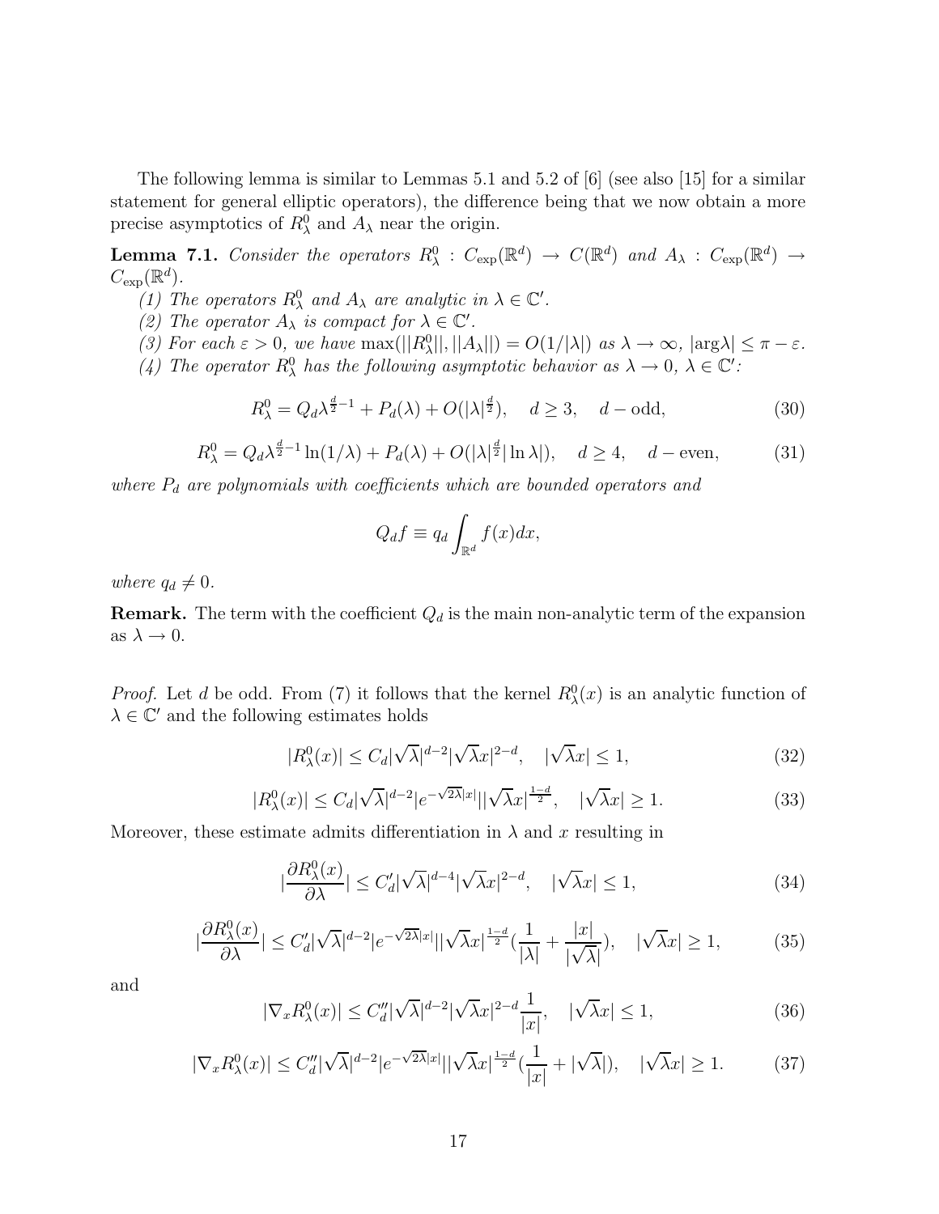The following lemma is similar to Lemmas 5.1 and 5.2 of [6] (see also [15] for a similar statement for general elliptic operators), the difference being that we now obtain a more precise asymptotics of $R_\lambda^0$ and $A_\lambda$ near the origin.

**Lemma 7.1.** *Consider the operators $R_\lambda^0 : C_{\exp}(\mathbb{R}^d) \to C(\mathbb{R}^d)$ and $A_\lambda : C_{\exp}(\mathbb{R}^d) \to C_{\exp}(\mathbb{R}^d)$.*

*(1) The operators $R_\lambda^0$ and $A_\lambda$ are analytic in $\lambda \in \mathbb{C}'$.*

*(2) The operator $A_\lambda$ is compact for $\lambda \in \mathbb{C}'$.*

*(3) For each $\varepsilon > 0$, we have $\max(||R_\lambda^0||, ||A_\lambda||) = O(1/|\lambda|)$ as $\lambda \to \infty$, $|\arg\lambda| \le \pi - \varepsilon$.*

*(4) The operator $R_\lambda^0$ has the following asymptotic behavior as $\lambda \to 0$, $\lambda \in \mathbb{C}'$:*

$$R_\lambda^0 = Q_d \lambda^{\frac{d}{2}-1} + P_d(\lambda) + O(|\lambda|^{\frac{d}{2}}), \quad d \ge 3, \quad d-\text{odd}, \tag{30}$$

$$R_\lambda^0 = Q_d \lambda^{\frac{d}{2}-1}\ln(1/\lambda) + P_d(\lambda) + O(|\lambda|^{\frac{d}{2}}|\ln\lambda|), \quad d \ge 4, \quad d-\text{even}, \tag{31}$$

*where $P_d$ are polynomials with coefficients which are bounded operators and*

$$Q_d f \equiv q_d \int_{\mathbb{R}^d} f(x)dx,$$

*where $q_d \ne 0$.*

**Remark.** The term with the coefficient $Q_d$ is the main non-analytic term of the expansion as $\lambda \to 0$.

*Proof.* Let $d$ be odd. From (7) it follows that the kernel $R_\lambda^0(x)$ is an analytic function of $\lambda \in \mathbb{C}'$ and the following estimates holds

$$|R_\lambda^0(x)| \le C_d |\sqrt{\lambda}|^{d-2} |\sqrt{\lambda}x|^{2-d}, \quad |\sqrt{\lambda}x| \le 1, \tag{32}$$

$$|R_\lambda^0(x)| \le C_d |\sqrt{\lambda}|^{d-2} |e^{-\sqrt{2\lambda}|x|}| |\sqrt{\lambda}x|^{\frac{1-d}{2}}, \quad |\sqrt{\lambda}x| \ge 1. \tag{33}$$

Moreover, these estimate admits differentiation in $\lambda$ and $x$ resulting in

$$\left|\frac{\partial R_\lambda^0(x)}{\partial\lambda}\right| \le C'_d |\sqrt{\lambda}|^{d-4} |\sqrt{\lambda}x|^{2-d}, \quad |\sqrt{\lambda}x| \le 1, \tag{34}$$

$$\left|\frac{\partial R_\lambda^0(x)}{\partial\lambda}\right| \le C'_d |\sqrt{\lambda}|^{d-2} |e^{-\sqrt{2\lambda}|x|}| |\sqrt{\lambda}x|^{\frac{1-d}{2}} \left(\frac{1}{|\lambda|} + \frac{|x|}{|\sqrt{\lambda}|}\right), \quad |\sqrt{\lambda}x| \ge 1, \tag{35}$$

and

$$|\nabla_x R_\lambda^0(x)| \le C''_d |\sqrt{\lambda}|^{d-2} |\sqrt{\lambda}x|^{2-d} \frac{1}{|x|}, \quad |\sqrt{\lambda}x| \le 1, \tag{36}$$

$$|\nabla_x R_\lambda^0(x)| \le C''_d |\sqrt{\lambda}|^{d-2} |e^{-\sqrt{2\lambda}|x|}| |\sqrt{\lambda}x|^{\frac{1-d}{2}} \left(\frac{1}{|x|} + |\sqrt{\lambda}|\right), \quad |\sqrt{\lambda}x| \ge 1. \tag{37}$$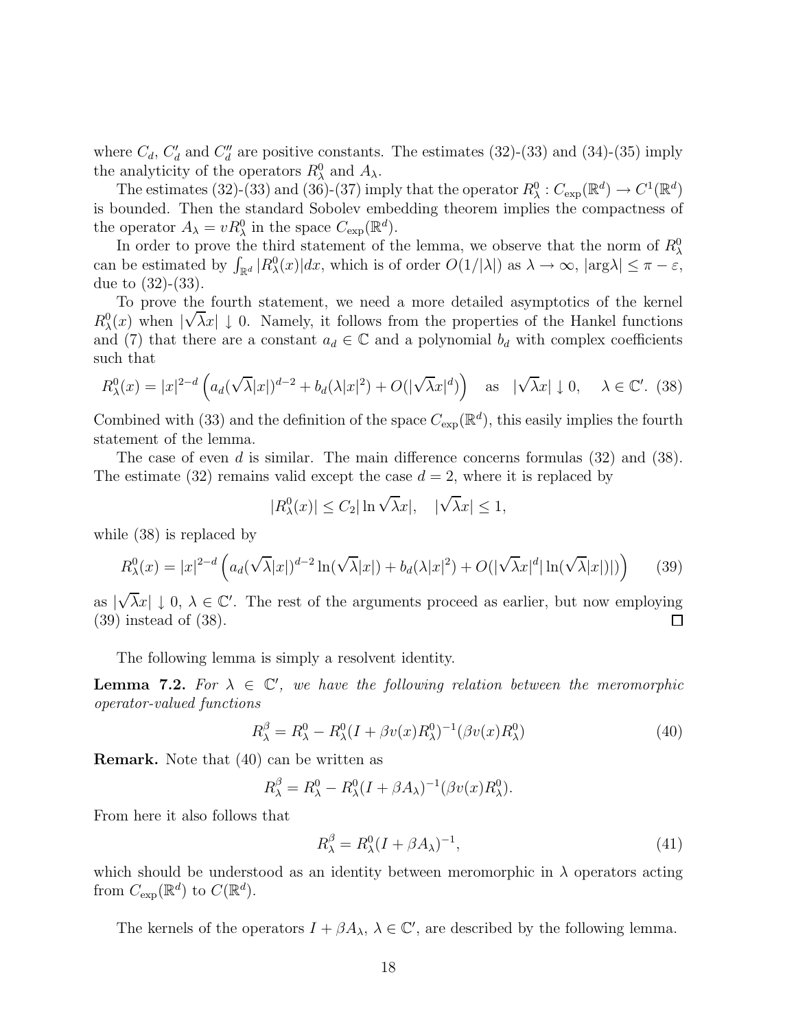where $C_d$, $C'_d$ and $C''_d$ are positive constants. The estimates (32)-(33) and (34)-(35) imply the analyticity of the operators $R^0_\lambda$ and $A_\lambda$.

The estimates (32)-(33) and (36)-(37) imply that the operator $R^0_\lambda : C_{\exp}(\mathbb{R}^d) \to C^1(\mathbb{R}^d)$ is bounded. Then the standard Sobolev embedding theorem implies the compactness of the operator $A_\lambda = vR^0_\lambda$ in the space $C_{\exp}(\mathbb{R}^d)$.

In order to prove the third statement of the lemma, we observe that the norm of $R^0_\lambda$ can be estimated by $\int_{\mathbb{R}^d} |R^0_\lambda(x)|dx$, which is of order $O(1/|\lambda|)$ as $\lambda \to \infty$, $|\arg\lambda| \le \pi - \varepsilon$, due to (32)-(33).

To prove the fourth statement, we need a more detailed asymptotics of the kernel $R^0_\lambda(x)$ when $|\sqrt{\lambda}x| \downarrow 0$. Namely, it follows from the properties of the Hankel functions and (7) that there are a constant $a_d \in \mathbb{C}$ and a polynomial $b_d$ with complex coefficients such that

$$R^0_\lambda(x) = |x|^{2-d}\left(a_d(\sqrt{\lambda}|x|)^{d-2} + b_d(\lambda|x|^2) + O(|\sqrt{\lambda}x|^d)\right) \quad \text{as} \quad |\sqrt{\lambda}x| \downarrow 0, \quad \lambda \in \mathbb{C}'. \tag{38}$$

Combined with (33) and the definition of the space $C_{\exp}(\mathbb{R}^d)$, this easily implies the fourth statement of the lemma.

The case of even $d$ is similar. The main difference concerns formulas (32) and (38). The estimate (32) remains valid except the case $d = 2$, where it is replaced by

$$|R^0_\lambda(x)| \le C_2|\ln\sqrt{\lambda}x|, \quad |\sqrt{\lambda}x| \le 1,$$

while (38) is replaced by

$$R^0_\lambda(x) = |x|^{2-d}\left(a_d(\sqrt{\lambda}|x|)^{d-2}\ln(\sqrt{\lambda}|x|) + b_d(\lambda|x|^2) + O(|\sqrt{\lambda}x|^d|\ln(\sqrt{\lambda}|x|)|)\right) \tag{39}$$

as $|\sqrt{\lambda}x| \downarrow 0$, $\lambda \in \mathbb{C}'$. The rest of the arguments proceed as earlier, but now employing (39) instead of (38). $\square$

The following lemma is simply a resolvent identity.

**Lemma 7.2.** *For $\lambda \in \mathbb{C}'$, we have the following relation between the meromorphic operator-valued functions*

$$R^\beta_\lambda = R^0_\lambda - R^0_\lambda(I + \beta v(x)R^0_\lambda)^{-1}(\beta v(x)R^0_\lambda) \tag{40}$$

**Remark.** Note that (40) can be written as

$$R^\beta_\lambda = R^0_\lambda - R^0_\lambda(I + \beta A_\lambda)^{-1}(\beta v(x)R^0_\lambda).$$

From here it also follows that

$$R^\beta_\lambda = R^0_\lambda(I + \beta A_\lambda)^{-1}, \tag{41}$$

which should be understood as an identity between meromorphic in $\lambda$ operators acting from $C_{\exp}(\mathbb{R}^d)$ to $C(\mathbb{R}^d)$.

The kernels of the operators $I + \beta A_\lambda$, $\lambda \in \mathbb{C}'$, are described by the following lemma.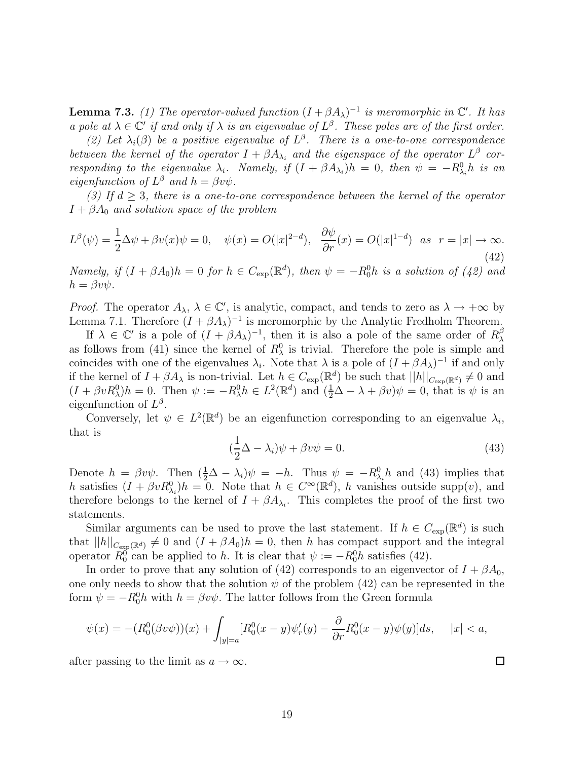**Lemma 7.3.** *(1) The operator-valued function $(I + \beta A_\lambda)^{-1}$ is meromorphic in $\mathbb{C}'$. It has a pole at $\lambda \in \mathbb{C}'$ if and only if $\lambda$ is an eigenvalue of $L^\beta$. These poles are of the first order.*

*(2) Let $\lambda_i(\beta)$ be a positive eigenvalue of $L^\beta$. There is a one-to-one correspondence between the kernel of the operator $I + \beta A_{\lambda_i}$ and the eigenspace of the operator $L^\beta$ corresponding to the eigenvalue $\lambda_i$. Namely, if $(I + \beta A_{\lambda_i})h = 0$, then $\psi = -R^0_{\lambda_i} h$ is an eigenfunction of $L^\beta$ and $h = \beta v \psi$.*

*(3) If $d \geq 3$, there is a one-to-one correspondence between the kernel of the operator $I + \beta A_0$ and solution space of the problem*

$$L^\beta(\psi) = \frac{1}{2}\Delta\psi + \beta v(x)\psi = 0, \quad \psi(x) = O(|x|^{2-d}), \quad \frac{\partial \psi}{\partial r}(x) = O(|x|^{1-d}) \quad as \quad r = |x| \to \infty. \tag{42}$$

*Namely, if $(I + \beta A_0)h = 0$ for $h \in C_{\exp}(\mathbb{R}^d)$, then $\psi = -R^0_0 h$ is a solution of (42) and $h = \beta v \psi$.*

*Proof.* The operator $A_\lambda$, $\lambda \in \mathbb{C}'$, is analytic, compact, and tends to zero as $\lambda \to +\infty$ by Lemma 7.1. Therefore $(I + \beta A_\lambda)^{-1}$ is meromorphic by the Analytic Fredholm Theorem.

If $\lambda \in \mathbb{C}'$ is a pole of $(I + \beta A_\lambda)^{-1}$, then it is also a pole of the same order of $R^\beta_\lambda$ as follows from (41) since the kernel of $R^0_\lambda$ is trivial. Therefore the pole is simple and coincides with one of the eigenvalues $\lambda_i$. Note that $\lambda$ is a pole of $(I + \beta A_\lambda)^{-1}$ if and only if the kernel of $I + \beta A_\lambda$ is non-trivial. Let $h \in C_{\exp}(\mathbb{R}^d)$ be such that $||h||_{C_{\exp}(\mathbb{R}^d)} \neq 0$ and $(I + \beta v R^0_\lambda)h = 0$. Then $\psi := -R^0_\lambda h \in L^2(\mathbb{R}^d)$ and $(\frac{1}{2}\Delta - \lambda + \beta v)\psi = 0$, that is $\psi$ is an eigenfunction of $L^\beta$.

Conversely, let $\psi \in L^2(\mathbb{R}^d)$ be an eigenfunction corresponding to an eigenvalue $\lambda_i$, that is

$$(\frac{1}{2}\Delta - \lambda_i)\psi + \beta v \psi = 0. \tag{43}$$

Denote $h = \beta v \psi$. Then $(\frac{1}{2}\Delta - \lambda_i)\psi = -h$. Thus $\psi = -R^0_{\lambda_i} h$ and (43) implies that $h$ satisfies $(I + \beta v R^0_{\lambda_i})h = 0$. Note that $h \in C^\infty(\mathbb{R}^d)$, $h$ vanishes outside $\mathrm{supp}(v)$, and therefore belongs to the kernel of $I + \beta A_{\lambda_i}$. This completes the proof of the first two statements.

Similar arguments can be used to prove the last statement. If $h \in C_{\exp}(\mathbb{R}^d)$ is such that $||h||_{C_{\exp}(\mathbb{R}^d)} \neq 0$ and $(I + \beta A_0)h = 0$, then $h$ has compact support and the integral operator $R^0_0$ can be applied to $h$. It is clear that $\psi := -R^0_0 h$ satisfies (42).

In order to prove that any solution of (42) corresponds to an eigenvector of $I + \beta A_0$, one only needs to show that the solution $\psi$ of the problem (42) can be represented in the form $\psi = -R^0_0 h$ with $h = \beta v \psi$. The latter follows from the Green formula

$$\psi(x) = -(R^0_0(\beta v \psi))(x) + \int_{|y|=a} [R^0_0(x-y)\psi'_r(y) - \frac{\partial}{\partial r} R^0_0(x-y)\psi(y)] ds, \quad |x| < a,$$

after passing to the limit as $a \to \infty$. $\square$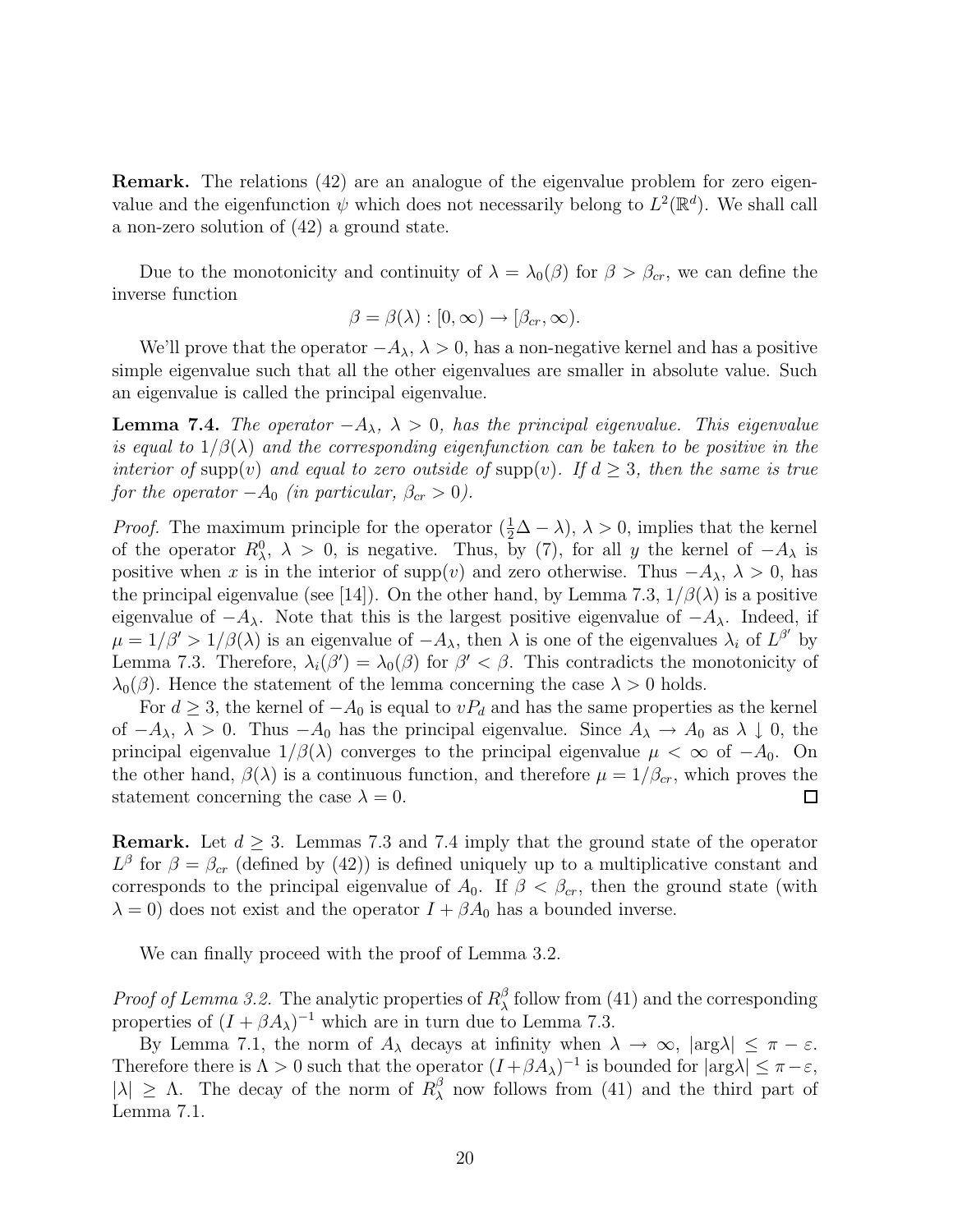**Remark.** The relations (42) are an analogue of the eigenvalue problem for zero eigenvalue and the eigenfunction $\psi$ which does not necessarily belong to $L^2(\mathbb{R}^d)$. We shall call a non-zero solution of (42) a ground state.

Due to the monotonicity and continuity of $\lambda = \lambda_0(\beta)$ for $\beta > \beta_{cr}$, we can define the inverse function

$$\beta = \beta(\lambda) : [0, \infty) \to [\beta_{cr}, \infty).$$

We'll prove that the operator $-A_\lambda$, $\lambda > 0$, has a non-negative kernel and has a positive simple eigenvalue such that all the other eigenvalues are smaller in absolute value. Such an eigenvalue is called the principal eigenvalue.

**Lemma 7.4.** *The operator $-A_\lambda$, $\lambda > 0$, has the principal eigenvalue. This eigenvalue is equal to $1/\beta(\lambda)$ and the corresponding eigenfunction can be taken to be positive in the interior of* $\mathrm{supp}(v)$ *and equal to zero outside of* $\mathrm{supp}(v)$*. If $d \geq 3$, then the same is true for the operator $-A_0$ (in particular, $\beta_{cr} > 0$).*

*Proof.* The maximum principle for the operator $(\frac{1}{2}\Delta - \lambda)$, $\lambda > 0$, implies that the kernel of the operator $R^0_\lambda$, $\lambda > 0$, is negative. Thus, by (7), for all $y$ the kernel of $-A_\lambda$ is positive when $x$ is in the interior of $\mathrm{supp}(v)$ and zero otherwise. Thus $-A_\lambda$, $\lambda > 0$, has the principal eigenvalue (see [14]). On the other hand, by Lemma 7.3, $1/\beta(\lambda)$ is a positive eigenvalue of $-A_\lambda$. Note that this is the largest positive eigenvalue of $-A_\lambda$. Indeed, if $\mu = 1/\beta' > 1/\beta(\lambda)$ is an eigenvalue of $-A_\lambda$, then $\lambda$ is one of the eigenvalues $\lambda_i$ of $L^{\beta'}$ by Lemma 7.3. Therefore, $\lambda_i(\beta') = \lambda_0(\beta)$ for $\beta' < \beta$. This contradicts the monotonicity of $\lambda_0(\beta)$. Hence the statement of the lemma concerning the case $\lambda > 0$ holds.

For $d \geq 3$, the kernel of $-A_0$ is equal to $vP_d$ and has the same properties as the kernel of $-A_\lambda$, $\lambda > 0$. Thus $-A_0$ has the principal eigenvalue. Since $A_\lambda \to A_0$ as $\lambda \downarrow 0$, the principal eigenvalue $1/\beta(\lambda)$ converges to the principal eigenvalue $\mu < \infty$ of $-A_0$. On the other hand, $\beta(\lambda)$ is a continuous function, and therefore $\mu = 1/\beta_{cr}$, which proves the statement concerning the case $\lambda = 0$. $\square$

**Remark.** Let $d \geq 3$. Lemmas 7.3 and 7.4 imply that the ground state of the operator $L^\beta$ for $\beta = \beta_{cr}$ (defined by (42)) is defined uniquely up to a multiplicative constant and corresponds to the principal eigenvalue of $A_0$. If $\beta < \beta_{cr}$, then the ground state (with $\lambda = 0$) does not exist and the operator $I + \beta A_0$ has a bounded inverse.

We can finally proceed with the proof of Lemma 3.2.

*Proof of Lemma 3.2.* The analytic properties of $R^\beta_\lambda$ follow from (41) and the corresponding properties of $(I + \beta A_\lambda)^{-1}$ which are in turn due to Lemma 7.3.

By Lemma 7.1, the norm of $A_\lambda$ decays at infinity when $\lambda \to \infty$, $|\arg\lambda| \leq \pi - \varepsilon$. Therefore there is $\Lambda > 0$ such that the operator $(I + \beta A_\lambda)^{-1}$ is bounded for $|\arg\lambda| \leq \pi - \varepsilon$, $|\lambda| \geq \Lambda$. The decay of the norm of $R^\beta_\lambda$ now follows from (41) and the third part of Lemma 7.1.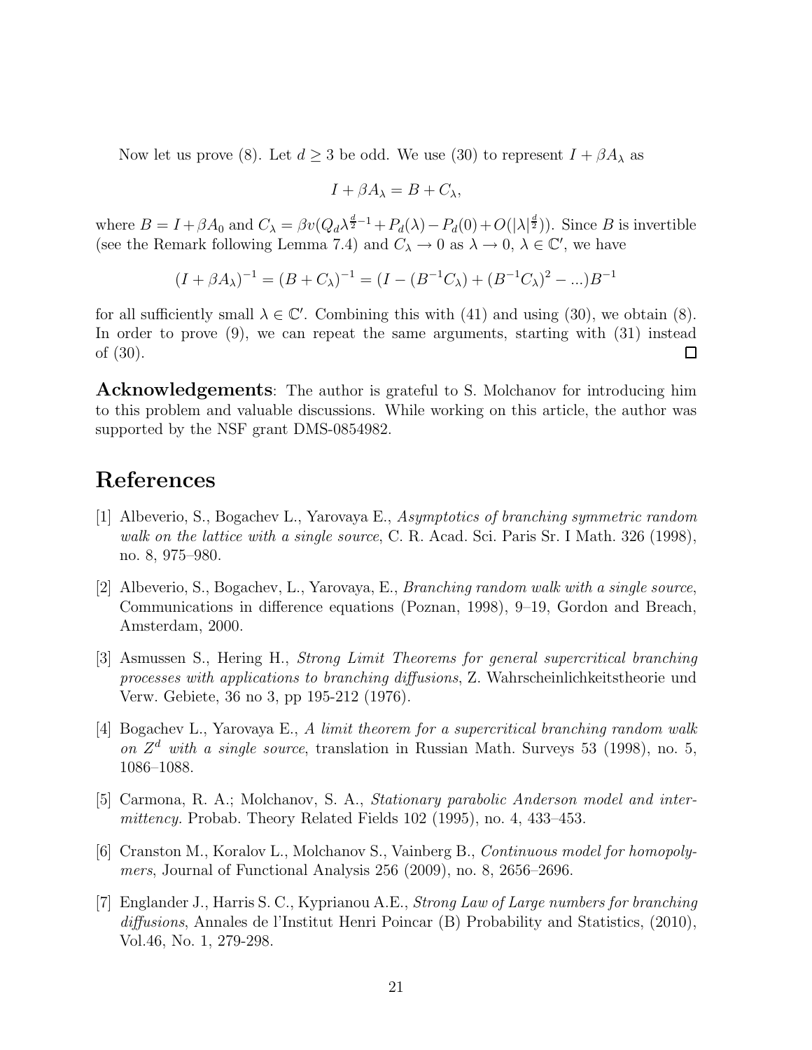Now let us prove (8). Let $d \geq 3$ be odd. We use (30) to represent $I + \beta A_\lambda$ as

$$I + \beta A_\lambda = B + C_\lambda,$$

where $B = I + \beta A_0$ and $C_\lambda = \beta v (Q_d \lambda^{\frac{d}{2}-1} + P_d(\lambda) - P_d(0) + O(|\lambda|^{\frac{d}{2}}))$. Since $B$ is invertible (see the Remark following Lemma 7.4) and $C_\lambda \to 0$ as $\lambda \to 0$, $\lambda \in \mathbb{C}'$, we have

$$(I + \beta A_\lambda)^{-1} = (B + C_\lambda)^{-1} = (I - (B^{-1}C_\lambda) + (B^{-1}C_\lambda)^2 - ...)B^{-1}$$

for all sufficiently small $\lambda \in \mathbb{C}'$. Combining this with (41) and using (30), we obtain (8). In order to prove (9), we can repeat the same arguments, starting with (31) instead of (30). $\square$

**Acknowledgements**: The author is grateful to S. Molchanov for introducing him to this problem and valuable discussions. While working on this article, the author was supported by the NSF grant DMS-0854982.

# References

[1] Albeverio, S., Bogachev L., Yarovaya E., *Asymptotics of branching symmetric random walk on the lattice with a single source*, C. R. Acad. Sci. Paris Sr. I Math. 326 (1998), no. 8, 975–980.

[2] Albeverio, S., Bogachev, L., Yarovaya, E., *Branching random walk with a single source*, Communications in difference equations (Poznan, 1998), 9–19, Gordon and Breach, Amsterdam, 2000.

[3] Asmussen S., Hering H., *Strong Limit Theorems for general supercritical branching processes with applications to branching diffusions*, Z. Wahrscheinlichkeitstheorie und Verw. Gebiete, 36 no 3, pp 195-212 (1976).

[4] Bogachev L., Yarovaya E., *A limit theorem for a supercritical branching random walk on $Z^d$ with a single source*, translation in Russian Math. Surveys 53 (1998), no. 5, 1086–1088.

[5] Carmona, R. A.; Molchanov, S. A., *Stationary parabolic Anderson model and intermittency.* Probab. Theory Related Fields 102 (1995), no. 4, 433–453.

[6] Cranston M., Koralov L., Molchanov S., Vainberg B., *Continuous model for homopolymers*, Journal of Functional Analysis 256 (2009), no. 8, 2656–2696.

[7] Englander J., Harris S. C., Kyprianou A.E., *Strong Law of Large numbers for branching diffusions*, Annales de l'Institut Henri Poincar (B) Probability and Statistics, (2010), Vol.46, No. 1, 279-298.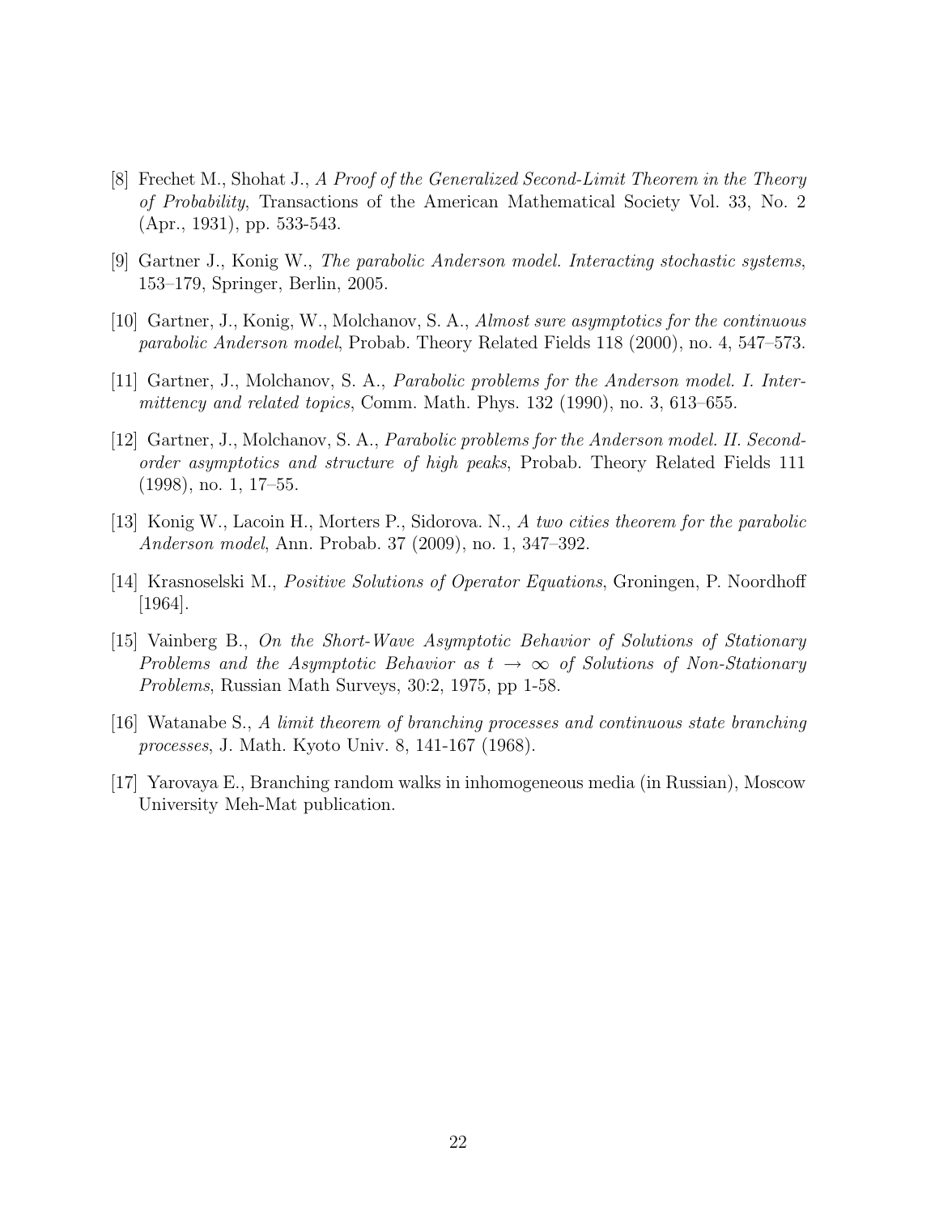[8] Frechet M., Shohat J., *A Proof of the Generalized Second-Limit Theorem in the Theory of Probability*, Transactions of the American Mathematical Society Vol. 33, No. 2 (Apr., 1931), pp. 533-543.

[9] Gartner J., Konig W., *The parabolic Anderson model. Interacting stochastic systems*, 153–179, Springer, Berlin, 2005.

[10] Gartner, J., Konig, W., Molchanov, S. A., *Almost sure asymptotics for the continuous parabolic Anderson model*, Probab. Theory Related Fields 118 (2000), no. 4, 547–573.

[11] Gartner, J., Molchanov, S. A., *Parabolic problems for the Anderson model. I. Intermittency and related topics*, Comm. Math. Phys. 132 (1990), no. 3, 613–655.

[12] Gartner, J., Molchanov, S. A., *Parabolic problems for the Anderson model. II. Second-order asymptotics and structure of high peaks*, Probab. Theory Related Fields 111 (1998), no. 1, 17–55.

[13] Konig W., Lacoin H., Morters P., Sidorova. N., *A two cities theorem for the parabolic Anderson model*, Ann. Probab. 37 (2009), no. 1, 347–392.

[14] Krasnoselski M., *Positive Solutions of Operator Equations*, Groningen, P. Noordhoff [1964].

[15] Vainberg B., *On the Short-Wave Asymptotic Behavior of Solutions of Stationary Problems and the Asymptotic Behavior as $t \to \infty$ of Solutions of Non-Stationary Problems*, Russian Math Surveys, 30:2, 1975, pp 1-58.

[16] Watanabe S., *A limit theorem of branching processes and continuous state branching processes*, J. Math. Kyoto Univ. 8, 141-167 (1968).

[17] Yarovaya E., Branching random walks in inhomogeneous media (in Russian), Moscow University Meh-Mat publication.